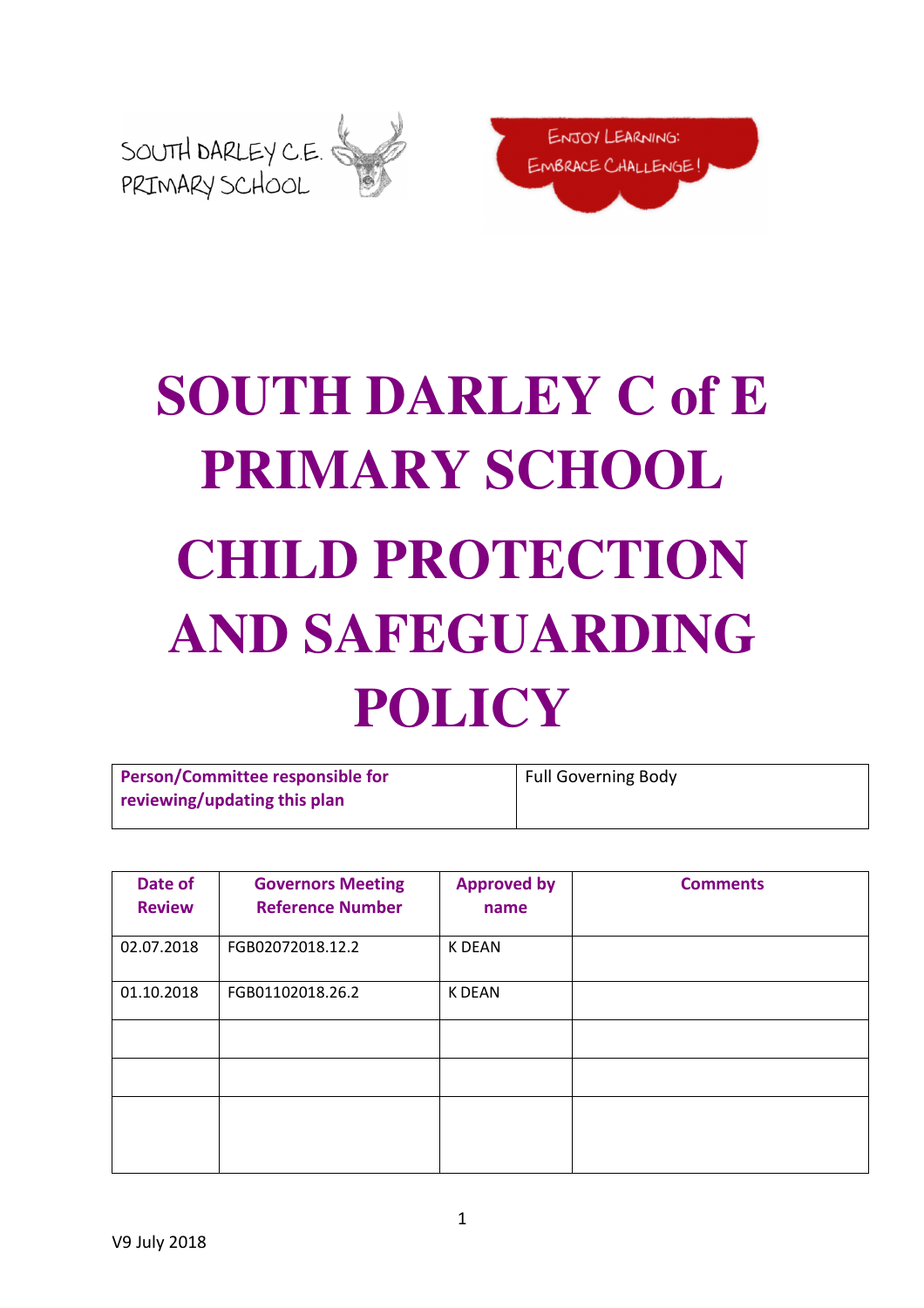SOUTH DARLEY C.E. PRIMARY SCHOOL

ENJOY LEARNING: EMBRACE CHALLENGE!

# SOUTH DARLEY C of E PRIMARY SCHOOL

# CHILD PROTECTION AND SAFEGUARDING POLICY

| **Person/Committee responsible for reviewing/updating this plan** | Full Governing Body |
|---|---|

| **Date of Review** | **Governors Meeting Reference Number** | **Approved by name** | **Comments** |
|---|---|---|---|
| 02.07.2018 | FGB02072018.12.2 | K DEAN | |
| 01.10.2018 | FGB01102018.26.2 | K DEAN | |
| | | | |
| | | | |
| | | | |

V9 July 2018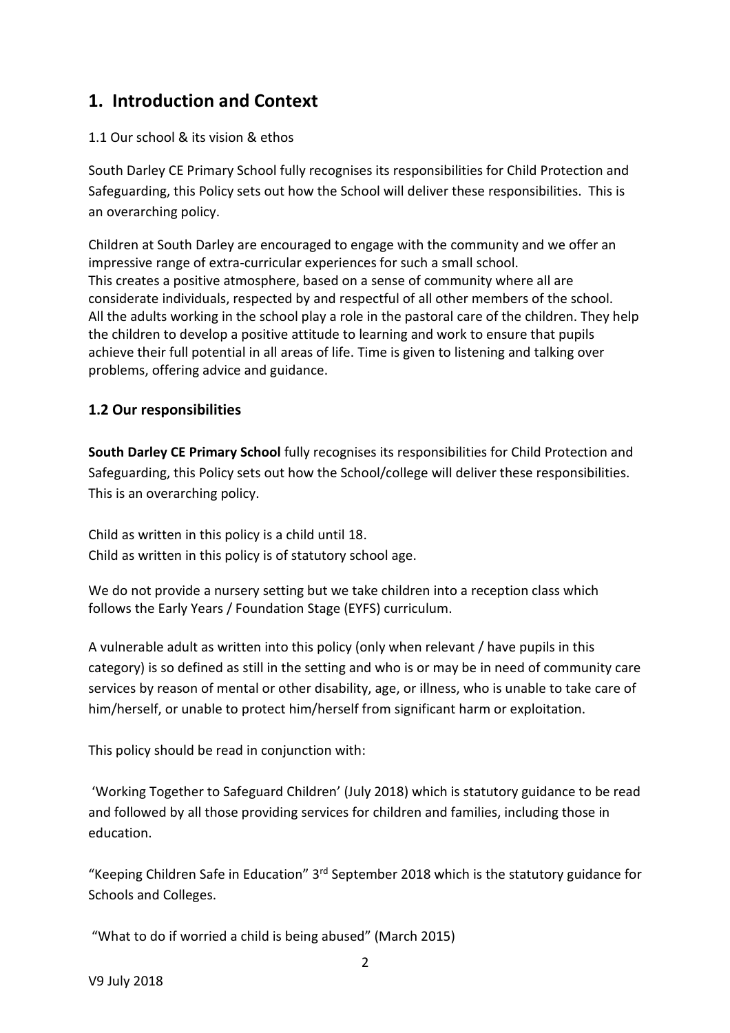## 1. Introduction and Context

1.1 Our school & its vision & ethos

South Darley CE Primary School fully recognises its responsibilities for Child Protection and Safeguarding, this Policy sets out how the School will deliver these responsibilities. This is an overarching policy.

Children at South Darley are encouraged to engage with the community and we offer an impressive range of extra-curricular experiences for such a small school.
This creates a positive atmosphere, based on a sense of community where all are considerate individuals, respected by and respectful of all other members of the school.
All the adults working in the school play a role in the pastoral care of the children. They help the children to develop a positive attitude to learning and work to ensure that pupils achieve their full potential in all areas of life. Time is given to listening and talking over problems, offering advice and guidance.

### 1.2 Our responsibilities

**South Darley CE Primary School** fully recognises its responsibilities for Child Protection and Safeguarding, this Policy sets out how the School/college will deliver these responsibilities. This is an overarching policy.

Child as written in this policy is a child until 18.
Child as written in this policy is of statutory school age.

We do not provide a nursery setting but we take children into a reception class which follows the Early Years / Foundation Stage (EYFS) curriculum.

A vulnerable adult as written into this policy (only when relevant / have pupils in this category) is so defined as still in the setting and who is or may be in need of community care services by reason of mental or other disability, age, or illness, who is unable to take care of him/herself, or unable to protect him/herself from significant harm or exploitation.

This policy should be read in conjunction with:

'Working Together to Safeguard Children' (July 2018) which is statutory guidance to be read and followed by all those providing services for children and families, including those in education.

"Keeping Children Safe in Education" 3rd September 2018 which is the statutory guidance for Schools and Colleges.

"What to do if worried a child is being abused" (March 2015)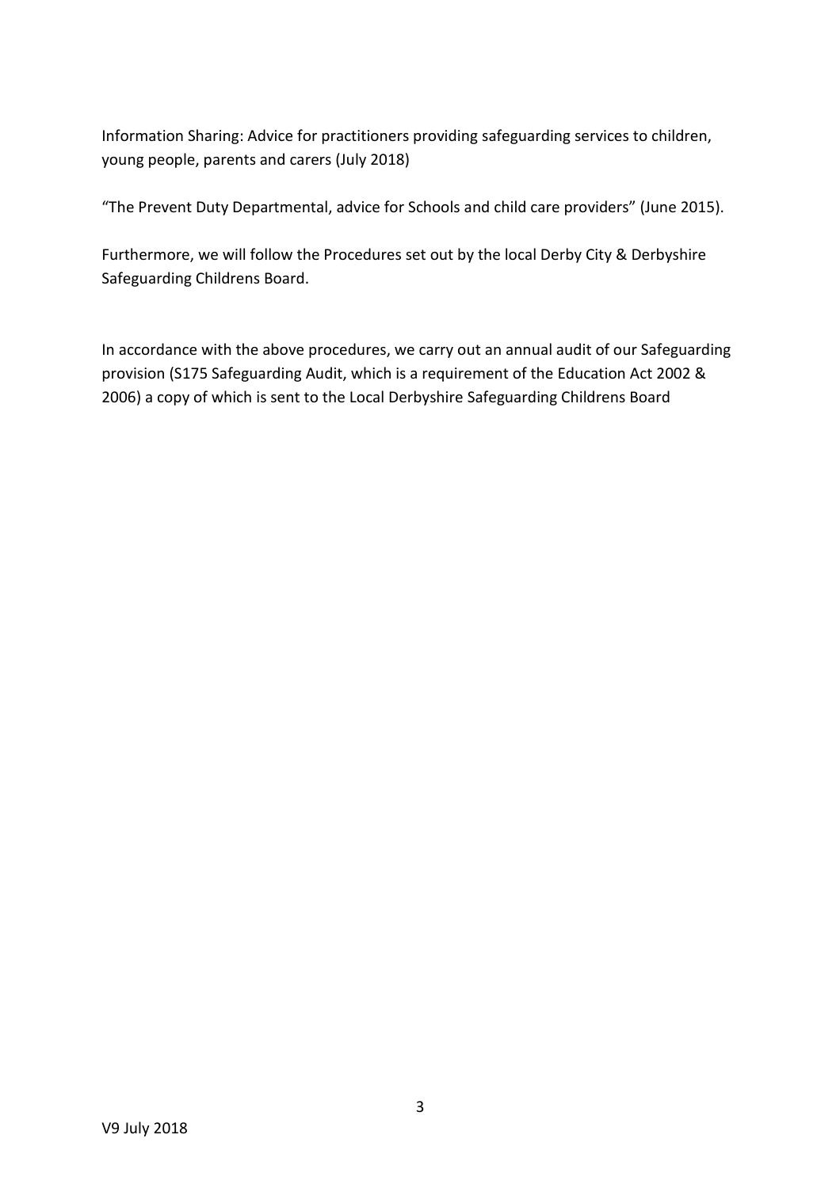Information Sharing: Advice for practitioners providing safeguarding services to children, young people, parents and carers (July 2018)

"The Prevent Duty Departmental, advice for Schools and child care providers" (June 2015).

Furthermore, we will follow the Procedures set out by the local Derby City & Derbyshire Safeguarding Childrens Board.

In accordance with the above procedures, we carry out an annual audit of our Safeguarding provision (S175 Safeguarding Audit, which is a requirement of the Education Act 2002 & 2006) a copy of which is sent to the Local Derbyshire Safeguarding Childrens Board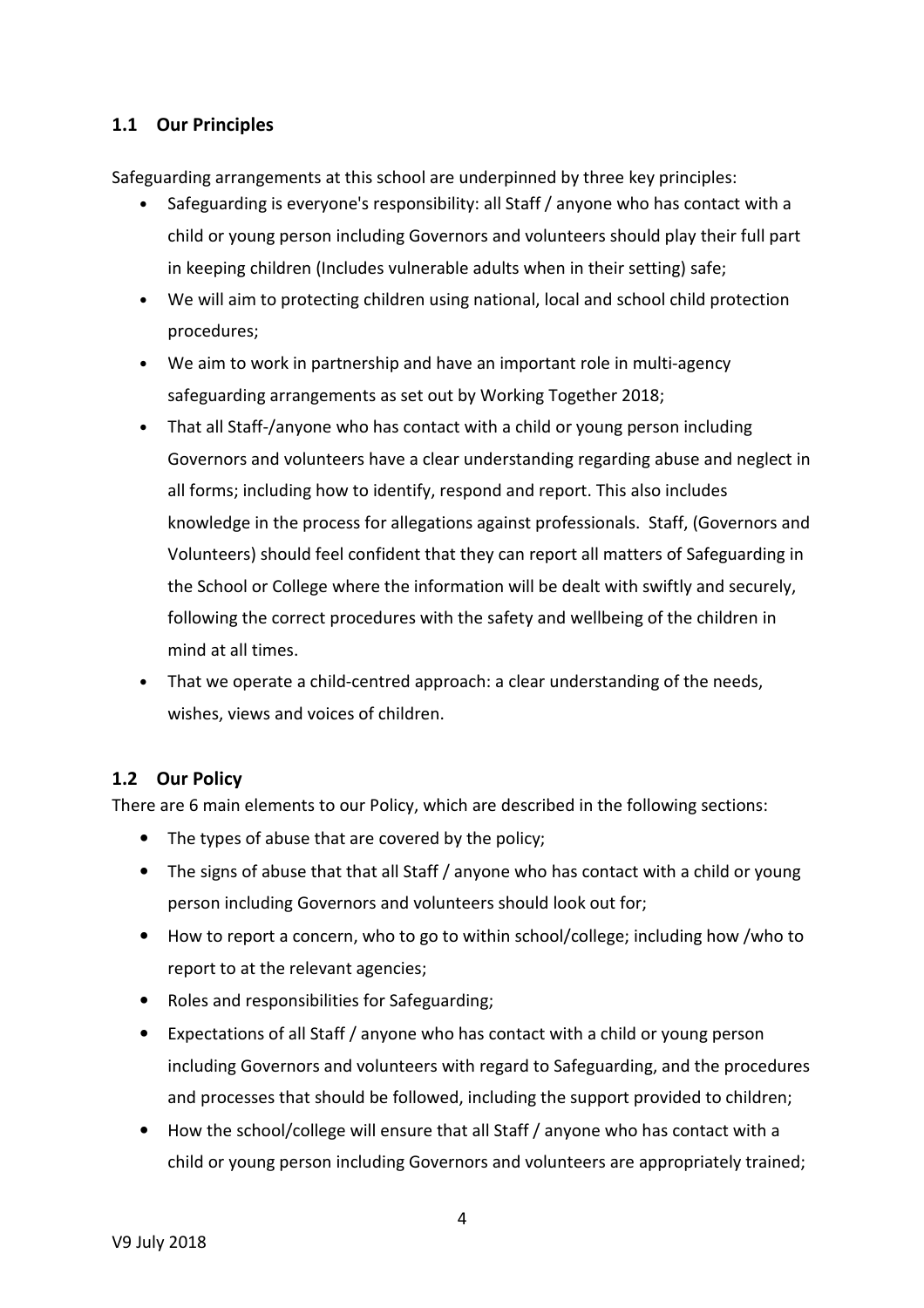## 1.1 Our Principles

Safeguarding arrangements at this school are underpinned by three key principles:

- Safeguarding is everyone's responsibility: all Staff / anyone who has contact with a child or young person including Governors and volunteers should play their full part in keeping children (Includes vulnerable adults when in their setting) safe;
- We will aim to protecting children using national, local and school child protection procedures;
- We aim to work in partnership and have an important role in multi-agency safeguarding arrangements as set out by Working Together 2018;
- That all Staff-/anyone who has contact with a child or young person including Governors and volunteers have a clear understanding regarding abuse and neglect in all forms; including how to identify, respond and report. This also includes knowledge in the process for allegations against professionals. Staff, (Governors and Volunteers) should feel confident that they can report all matters of Safeguarding in the School or College where the information will be dealt with swiftly and securely, following the correct procedures with the safety and wellbeing of the children in mind at all times.
- That we operate a child-centred approach: a clear understanding of the needs, wishes, views and voices of children.

## 1.2 Our Policy

There are 6 main elements to our Policy, which are described in the following sections:

- The types of abuse that are covered by the policy;
- The signs of abuse that that all Staff / anyone who has contact with a child or young person including Governors and volunteers should look out for;
- How to report a concern, who to go to within school/college; including how /who to report to at the relevant agencies;
- Roles and responsibilities for Safeguarding;
- Expectations of all Staff / anyone who has contact with a child or young person including Governors and volunteers with regard to Safeguarding, and the procedures and processes that should be followed, including the support provided to children;
- How the school/college will ensure that all Staff / anyone who has contact with a child or young person including Governors and volunteers are appropriately trained;

V9 July 2018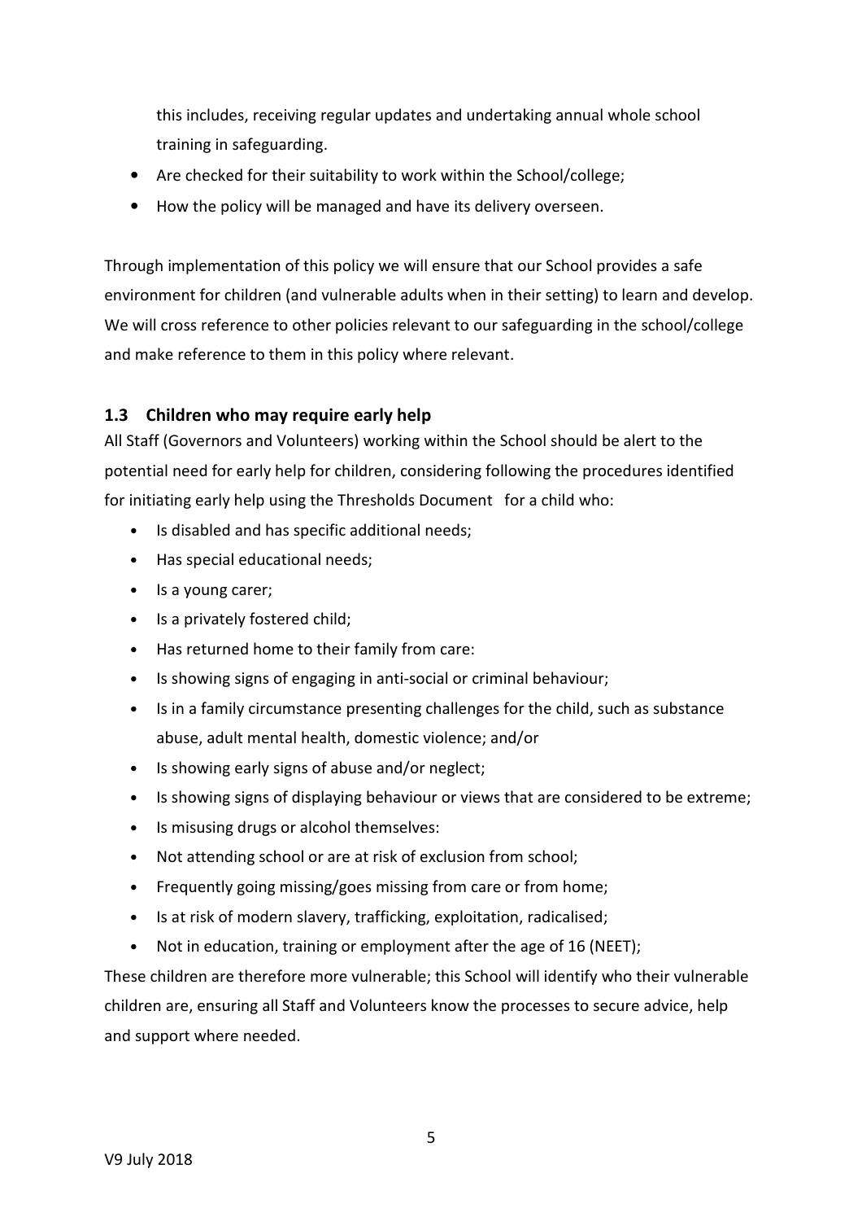this includes, receiving regular updates and undertaking annual whole school training in safeguarding.

- Are checked for their suitability to work within the School/college;
- How the policy will be managed and have its delivery overseen.

Through implementation of this policy we will ensure that our School provides a safe environment for children (and vulnerable adults when in their setting) to learn and develop. We will cross reference to other policies relevant to our safeguarding in the school/college and make reference to them in this policy where relevant.

### 1.3 Children who may require early help

All Staff (Governors and Volunteers) working within the School should be alert to the potential need for early help for children, considering following the procedures identified for initiating early help using the Thresholds Document for a child who:

- Is disabled and has specific additional needs;
- Has special educational needs;
- Is a young carer;
- Is a privately fostered child;
- Has returned home to their family from care:
- Is showing signs of engaging in anti-social or criminal behaviour;
- Is in a family circumstance presenting challenges for the child, such as substance abuse, adult mental health, domestic violence; and/or
- Is showing early signs of abuse and/or neglect;
- Is showing signs of displaying behaviour or views that are considered to be extreme;
- Is misusing drugs or alcohol themselves:
- Not attending school or are at risk of exclusion from school;
- Frequently going missing/goes missing from care or from home;
- Is at risk of modern slavery, trafficking, exploitation, radicalised;
- Not in education, training or employment after the age of 16 (NEET);

These children are therefore more vulnerable; this School will identify who their vulnerable children are, ensuring all Staff and Volunteers know the processes to secure advice, help and support where needed.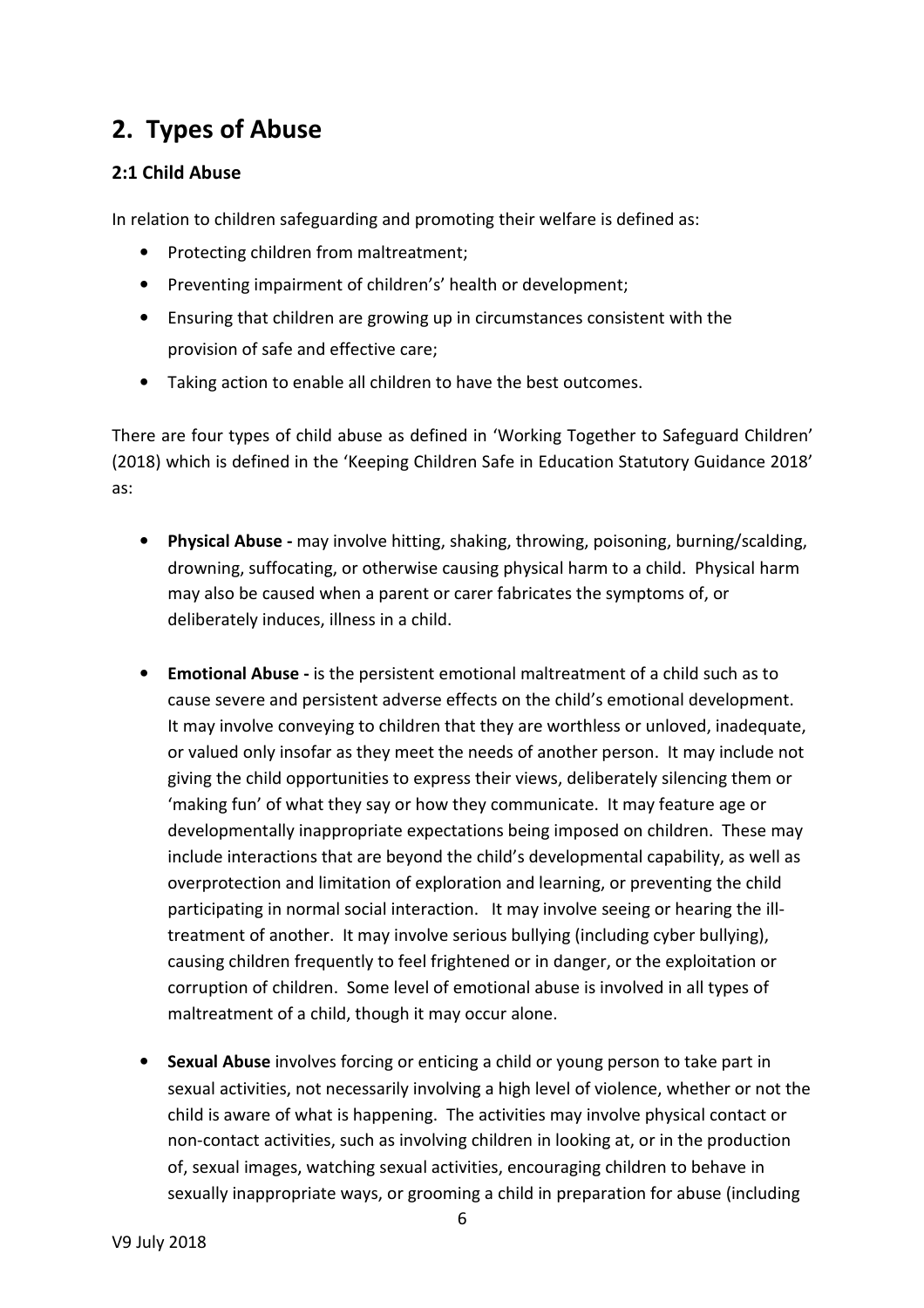# 2. Types of Abuse

### 2:1 Child Abuse

In relation to children safeguarding and promoting their welfare is defined as:

- Protecting children from maltreatment;
- Preventing impairment of children's' health or development;
- Ensuring that children are growing up in circumstances consistent with the provision of safe and effective care;
- Taking action to enable all children to have the best outcomes.

There are four types of child abuse as defined in 'Working Together to Safeguard Children' (2018) which is defined in the 'Keeping Children Safe in Education Statutory Guidance 2018' as:

- **Physical Abuse -** may involve hitting, shaking, throwing, poisoning, burning/scalding, drowning, suffocating, or otherwise causing physical harm to a child. Physical harm may also be caused when a parent or carer fabricates the symptoms of, or deliberately induces, illness in a child.

- **Emotional Abuse -** is the persistent emotional maltreatment of a child such as to cause severe and persistent adverse effects on the child's emotional development. It may involve conveying to children that they are worthless or unloved, inadequate, or valued only insofar as they meet the needs of another person. It may include not giving the child opportunities to express their views, deliberately silencing them or 'making fun' of what they say or how they communicate. It may feature age or developmentally inappropriate expectations being imposed on children. These may include interactions that are beyond the child's developmental capability, as well as overprotection and limitation of exploration and learning, or preventing the child participating in normal social interaction. It may involve seeing or hearing the ill-treatment of another. It may involve serious bullying (including cyber bullying), causing children frequently to feel frightened or in danger, or the exploitation or corruption of children. Some level of emotional abuse is involved in all types of maltreatment of a child, though it may occur alone.

- **Sexual Abuse** involves forcing or enticing a child or young person to take part in sexual activities, not necessarily involving a high level of violence, whether or not the child is aware of what is happening. The activities may involve physical contact or non-contact activities, such as involving children in looking at, or in the production of, sexual images, watching sexual activities, encouraging children to behave in sexually inappropriate ways, or grooming a child in preparation for abuse (including

V9 July 2018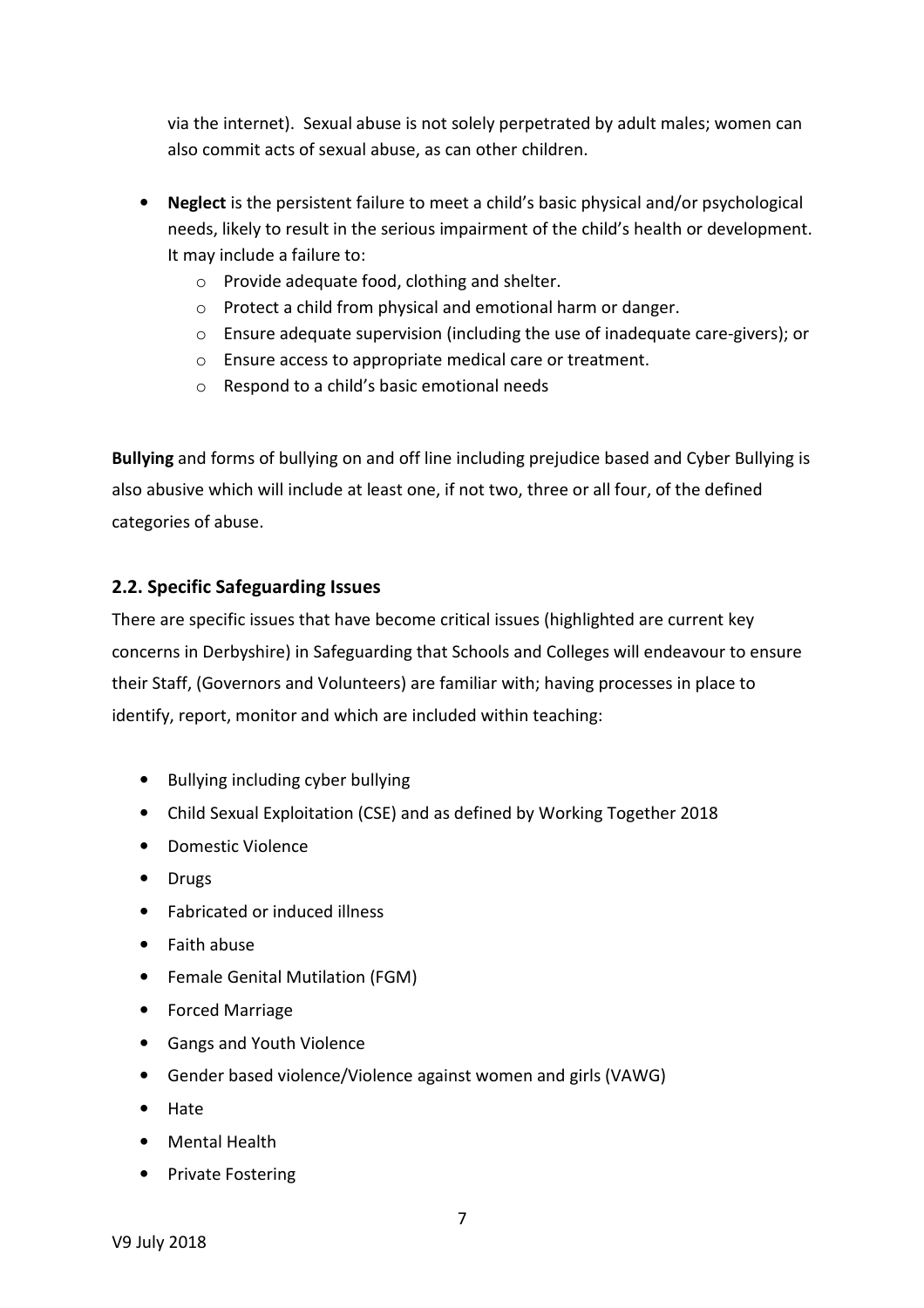via the internet). Sexual abuse is not solely perpetrated by adult males; women can also commit acts of sexual abuse, as can other children.

- **Neglect** is the persistent failure to meet a child's basic physical and/or psychological needs, likely to result in the serious impairment of the child's health or development. It may include a failure to:
  - Provide adequate food, clothing and shelter.
  - Protect a child from physical and emotional harm or danger.
  - Ensure adequate supervision (including the use of inadequate care-givers); or
  - Ensure access to appropriate medical care or treatment.
  - Respond to a child's basic emotional needs

**Bullying** and forms of bullying on and off line including prejudice based and Cyber Bullying is also abusive which will include at least one, if not two, three or all four, of the defined categories of abuse.

### 2.2. Specific Safeguarding Issues

There are specific issues that have become critical issues (highlighted are current key concerns in Derbyshire) in Safeguarding that Schools and Colleges will endeavour to ensure their Staff, (Governors and Volunteers) are familiar with; having processes in place to identify, report, monitor and which are included within teaching:

- Bullying including cyber bullying
- Child Sexual Exploitation (CSE) and as defined by Working Together 2018
- Domestic Violence
- Drugs
- Fabricated or induced illness
- Faith abuse
- Female Genital Mutilation (FGM)
- Forced Marriage
- Gangs and Youth Violence
- Gender based violence/Violence against women and girls (VAWG)
- Hate
- Mental Health
- Private Fostering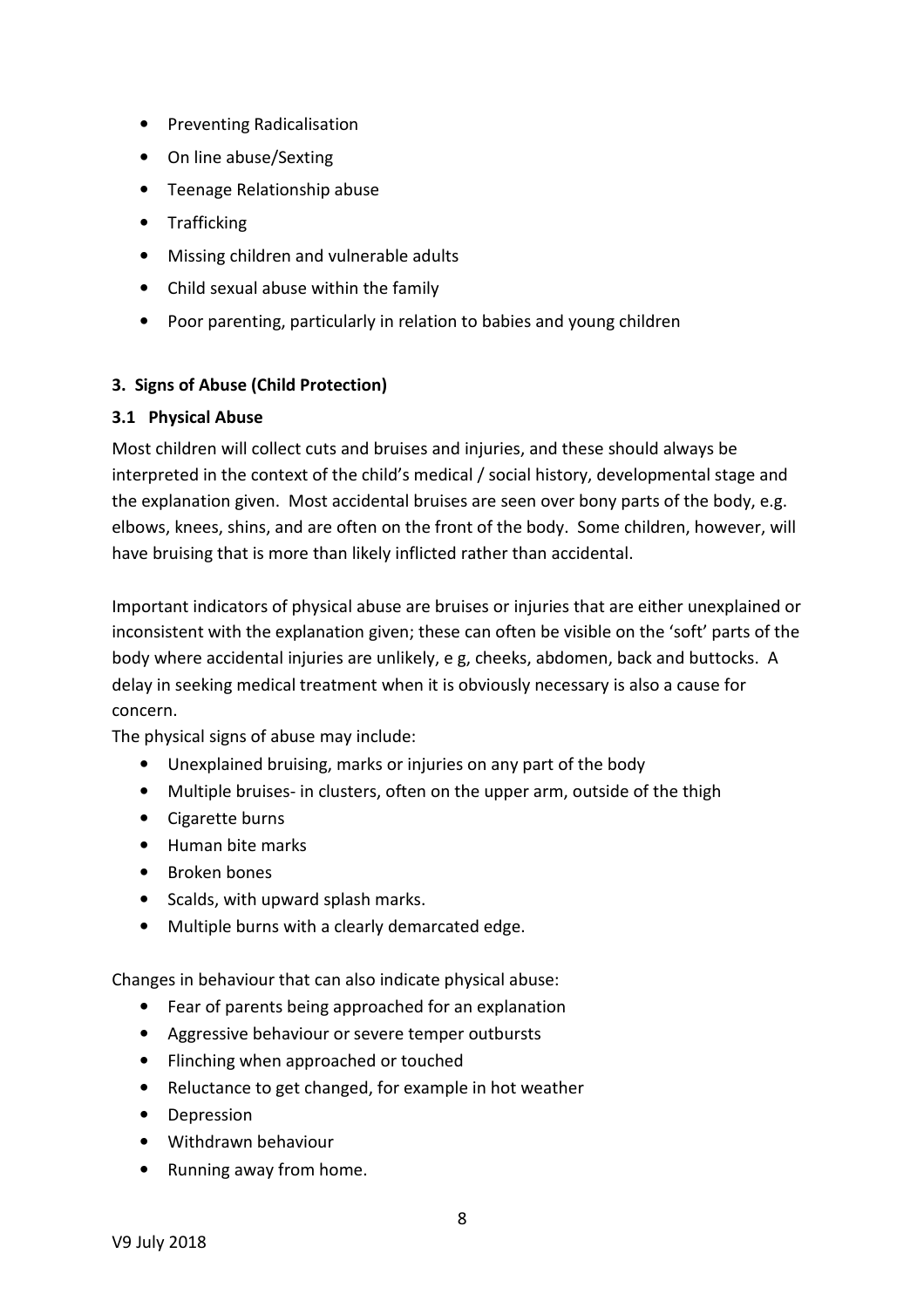- Preventing Radicalisation
- On line abuse/Sexting
- Teenage Relationship abuse
- Trafficking
- Missing children and vulnerable adults
- Child sexual abuse within the family
- Poor parenting, particularly in relation to babies and young children

## 3. Signs of Abuse (Child Protection)

### 3.1 Physical Abuse

Most children will collect cuts and bruises and injuries, and these should always be interpreted in the context of the child's medical / social history, developmental stage and the explanation given. Most accidental bruises are seen over bony parts of the body, e.g. elbows, knees, shins, and are often on the front of the body. Some children, however, will have bruising that is more than likely inflicted rather than accidental.

Important indicators of physical abuse are bruises or injuries that are either unexplained or inconsistent with the explanation given; these can often be visible on the 'soft' parts of the body where accidental injuries are unlikely, e g, cheeks, abdomen, back and buttocks. A delay in seeking medical treatment when it is obviously necessary is also a cause for concern.

The physical signs of abuse may include:

- Unexplained bruising, marks or injuries on any part of the body
- Multiple bruises- in clusters, often on the upper arm, outside of the thigh
- Cigarette burns
- Human bite marks
- Broken bones
- Scalds, with upward splash marks.
- Multiple burns with a clearly demarcated edge.

Changes in behaviour that can also indicate physical abuse:

- Fear of parents being approached for an explanation
- Aggressive behaviour or severe temper outbursts
- Flinching when approached or touched
- Reluctance to get changed, for example in hot weather
- Depression
- Withdrawn behaviour
- Running away from home.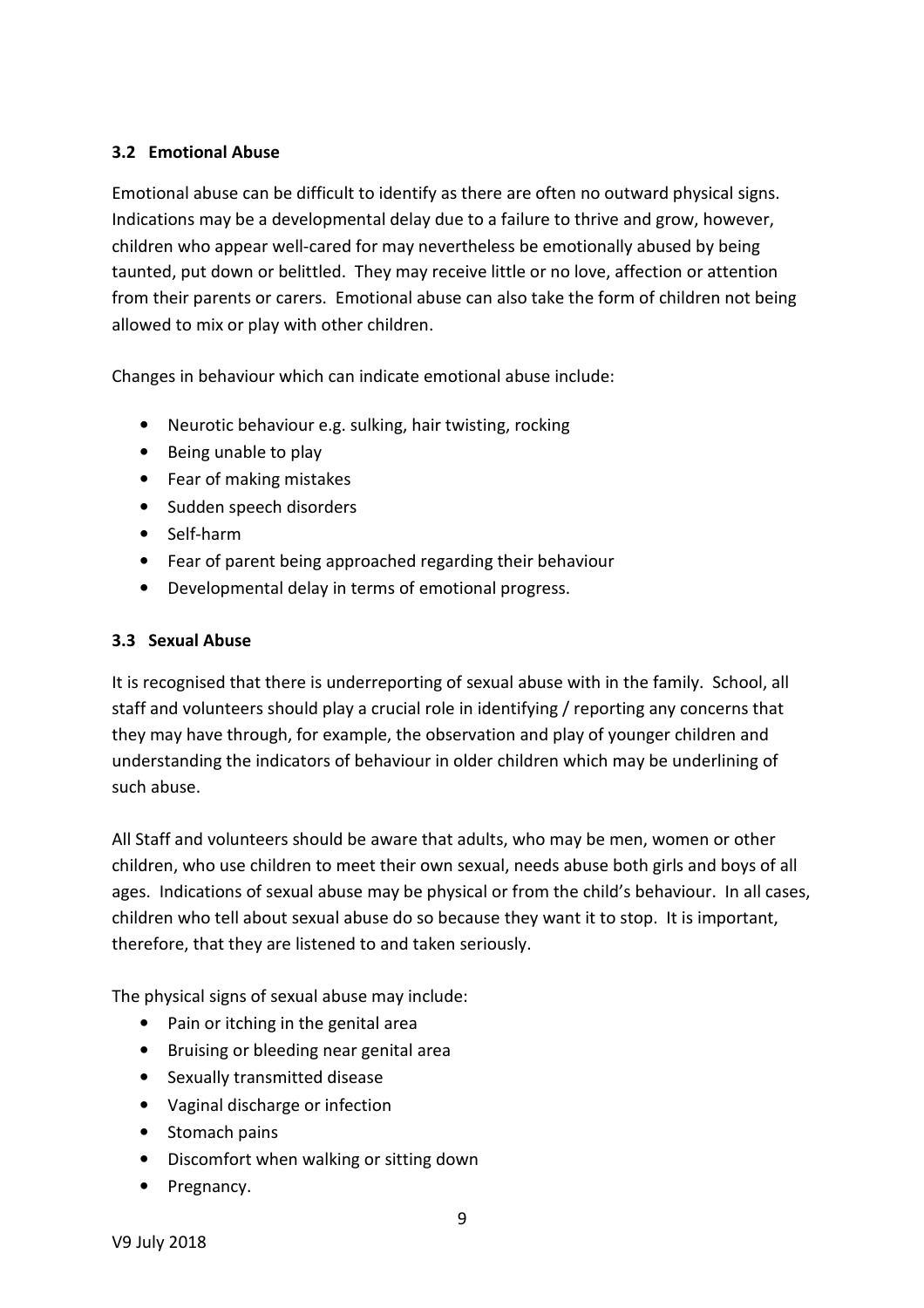### 3.2 Emotional Abuse

Emotional abuse can be difficult to identify as there are often no outward physical signs. Indications may be a developmental delay due to a failure to thrive and grow, however, children who appear well-cared for may nevertheless be emotionally abused by being taunted, put down or belittled. They may receive little or no love, affection or attention from their parents or carers. Emotional abuse can also take the form of children not being allowed to mix or play with other children.

Changes in behaviour which can indicate emotional abuse include:

- Neurotic behaviour e.g. sulking, hair twisting, rocking
- Being unable to play
- Fear of making mistakes
- Sudden speech disorders
- Self-harm
- Fear of parent being approached regarding their behaviour
- Developmental delay in terms of emotional progress.

### 3.3 Sexual Abuse

It is recognised that there is underreporting of sexual abuse with in the family. School, all staff and volunteers should play a crucial role in identifying / reporting any concerns that they may have through, for example, the observation and play of younger children and understanding the indicators of behaviour in older children which may be underlining of such abuse.

All Staff and volunteers should be aware that adults, who may be men, women or other children, who use children to meet their own sexual, needs abuse both girls and boys of all ages. Indications of sexual abuse may be physical or from the child's behaviour. In all cases, children who tell about sexual abuse do so because they want it to stop. It is important, therefore, that they are listened to and taken seriously.

The physical signs of sexual abuse may include:

- Pain or itching in the genital area
- Bruising or bleeding near genital area
- Sexually transmitted disease
- Vaginal discharge or infection
- Stomach pains
- Discomfort when walking or sitting down
- Pregnancy.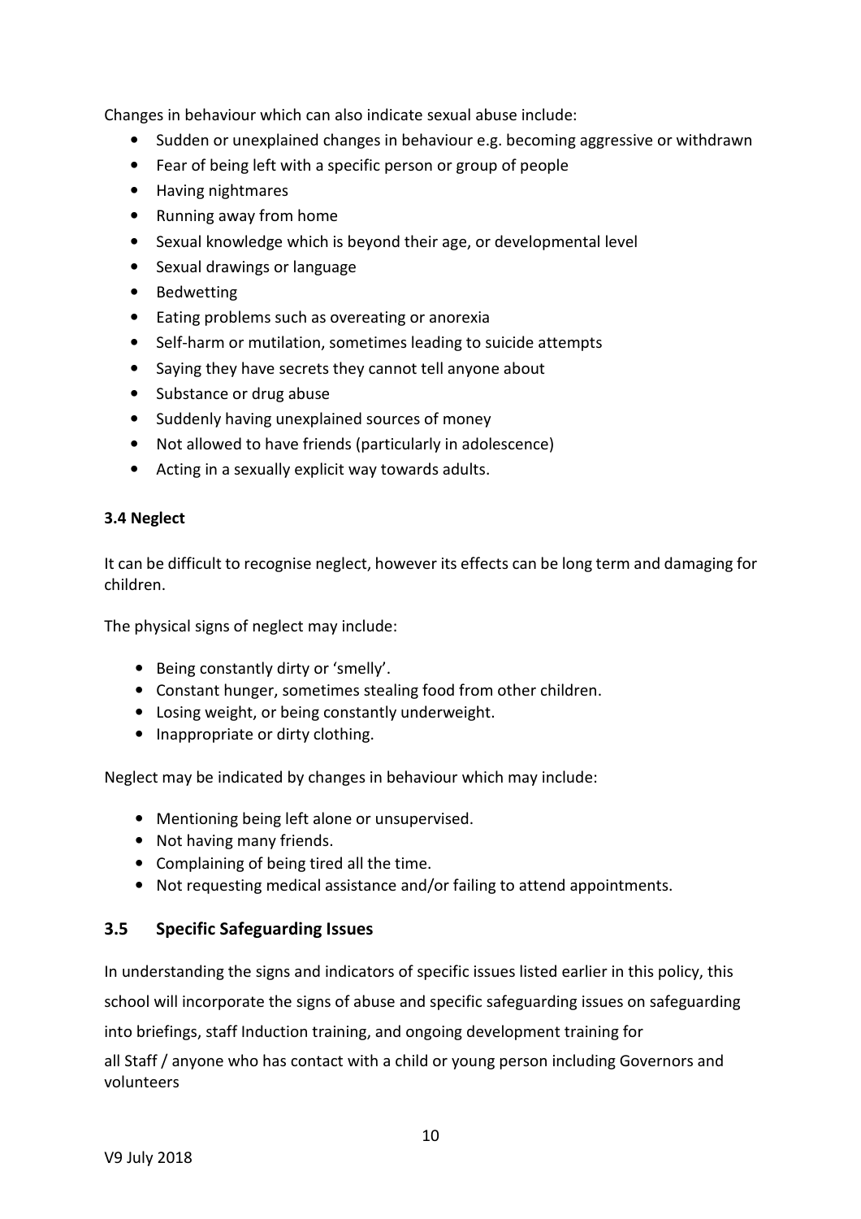Changes in behaviour which can also indicate sexual abuse include:

- Sudden or unexplained changes in behaviour e.g. becoming aggressive or withdrawn
- Fear of being left with a specific person or group of people
- Having nightmares
- Running away from home
- Sexual knowledge which is beyond their age, or developmental level
- Sexual drawings or language
- Bedwetting
- Eating problems such as overeating or anorexia
- Self-harm or mutilation, sometimes leading to suicide attempts
- Saying they have secrets they cannot tell anyone about
- Substance or drug abuse
- Suddenly having unexplained sources of money
- Not allowed to have friends (particularly in adolescence)
- Acting in a sexually explicit way towards adults.

**3.4 Neglect**

It can be difficult to recognise neglect, however its effects can be long term and damaging for children.

The physical signs of neglect may include:

- Being constantly dirty or 'smelly'.
- Constant hunger, sometimes stealing food from other children.
- Losing weight, or being constantly underweight.
- Inappropriate or dirty clothing.

Neglect may be indicated by changes in behaviour which may include:

- Mentioning being left alone or unsupervised.
- Not having many friends.
- Complaining of being tired all the time.
- Not requesting medical assistance and/or failing to attend appointments.

## 3.5 Specific Safeguarding Issues

In understanding the signs and indicators of specific issues listed earlier in this policy, this school will incorporate the signs of abuse and specific safeguarding issues on safeguarding into briefings, staff Induction training, and ongoing development training for

all Staff / anyone who has contact with a child or young person including Governors and volunteers

V9 July 2018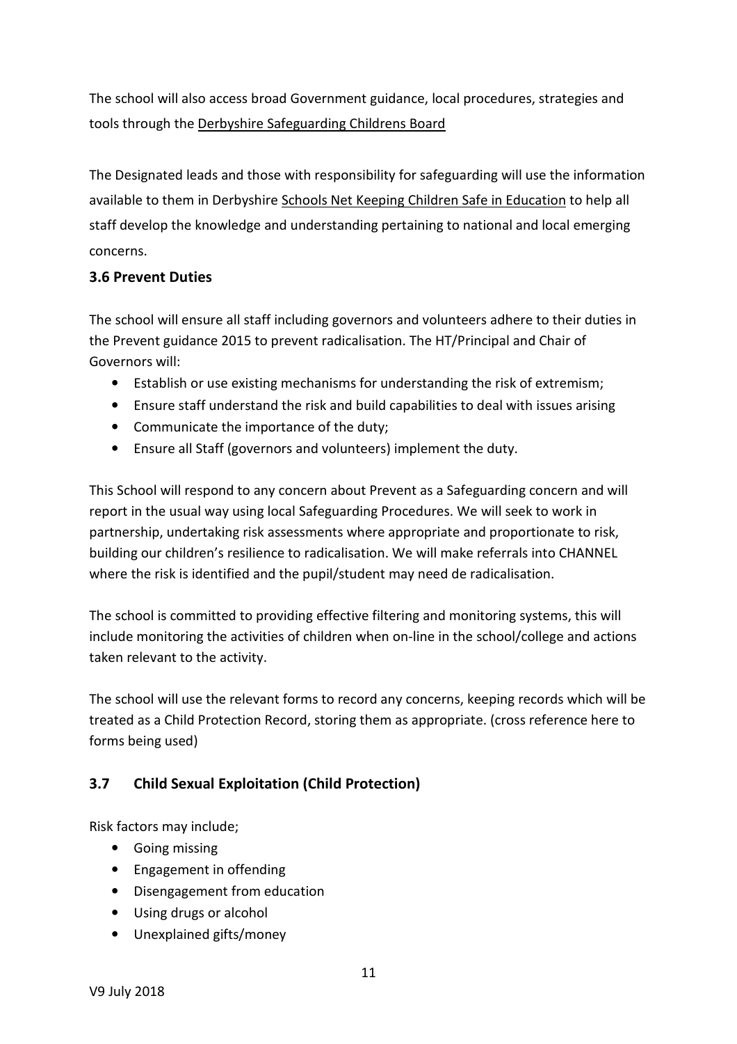The school will also access broad Government guidance, local procedures, strategies and tools through the Derbyshire Safeguarding Childrens Board

The Designated leads and those with responsibility for safeguarding will use the information available to them in Derbyshire Schools Net Keeping Children Safe in Education to help all staff develop the knowledge and understanding pertaining to national and local emerging concerns.

### 3.6 Prevent Duties

The school will ensure all staff including governors and volunteers adhere to their duties in the Prevent guidance 2015 to prevent radicalisation. The HT/Principal and Chair of Governors will:

- Establish or use existing mechanisms for understanding the risk of extremism;
- Ensure staff understand the risk and build capabilities to deal with issues arising
- Communicate the importance of the duty;
- Ensure all Staff (governors and volunteers) implement the duty.

This School will respond to any concern about Prevent as a Safeguarding concern and will report in the usual way using local Safeguarding Procedures. We will seek to work in partnership, undertaking risk assessments where appropriate and proportionate to risk, building our children's resilience to radicalisation. We will make referrals into CHANNEL where the risk is identified and the pupil/student may need de radicalisation.

The school is committed to providing effective filtering and monitoring systems, this will include monitoring the activities of children when on-line in the school/college and actions taken relevant to the activity.

The school will use the relevant forms to record any concerns, keeping records which will be treated as a Child Protection Record, storing them as appropriate. (cross reference here to forms being used)

### 3.7 Child Sexual Exploitation (Child Protection)

Risk factors may include;

- Going missing
- Engagement in offending
- Disengagement from education
- Using drugs or alcohol
- Unexplained gifts/money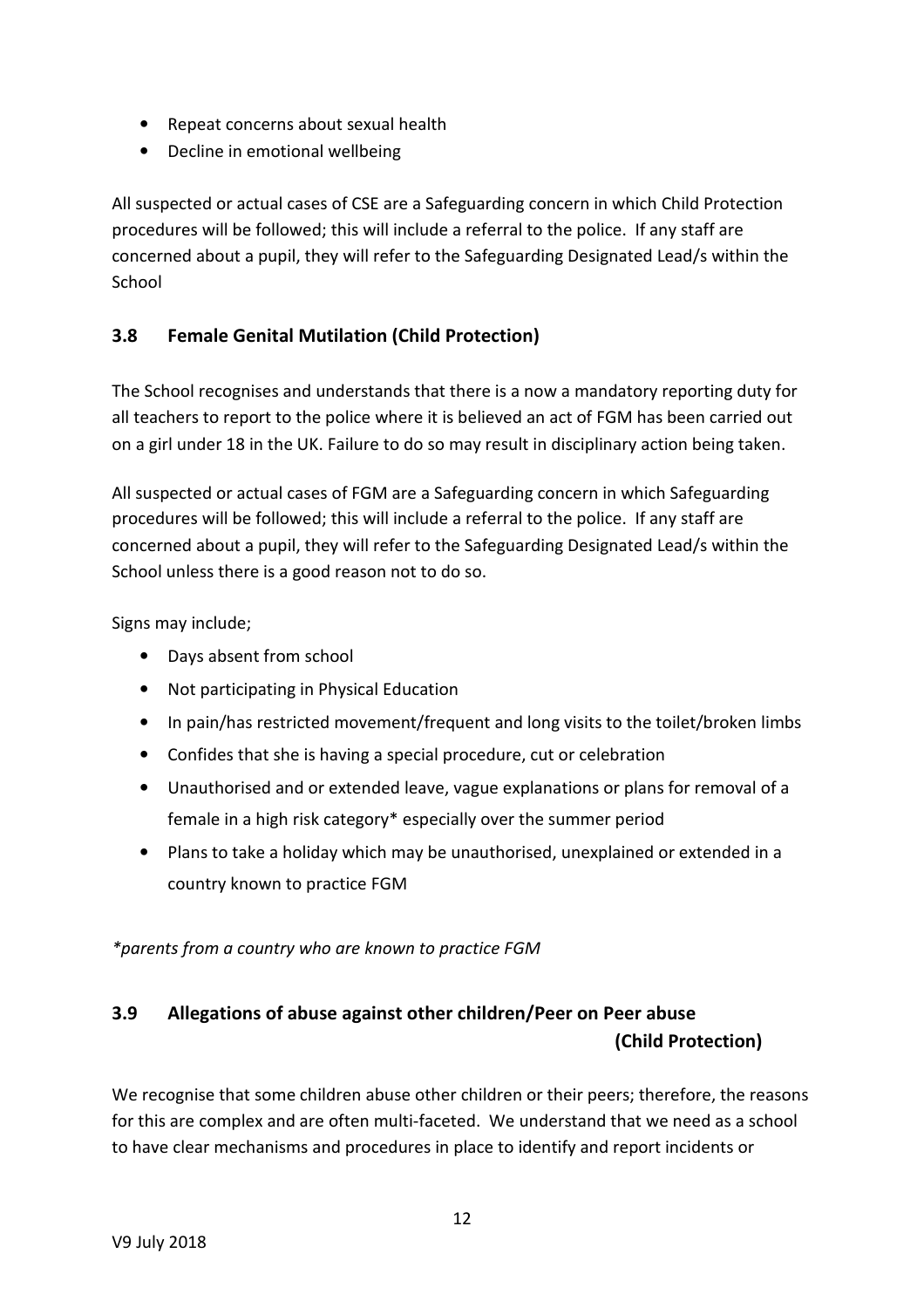- Repeat concerns about sexual health
- Decline in emotional wellbeing

All suspected or actual cases of CSE are a Safeguarding concern in which Child Protection procedures will be followed; this will include a referral to the police. If any staff are concerned about a pupil, they will refer to the Safeguarding Designated Lead/s within the School

### 3.8 Female Genital Mutilation (Child Protection)

The School recognises and understands that there is a now a mandatory reporting duty for all teachers to report to the police where it is believed an act of FGM has been carried out on a girl under 18 in the UK. Failure to do so may result in disciplinary action being taken.

All suspected or actual cases of FGM are a Safeguarding concern in which Safeguarding procedures will be followed; this will include a referral to the police. If any staff are concerned about a pupil, they will refer to the Safeguarding Designated Lead/s within the School unless there is a good reason not to do so.

Signs may include;

- Days absent from school
- Not participating in Physical Education
- In pain/has restricted movement/frequent and long visits to the toilet/broken limbs
- Confides that she is having a special procedure, cut or celebration
- Unauthorised and or extended leave, vague explanations or plans for removal of a female in a high risk category* especially over the summer period
- Plans to take a holiday which may be unauthorised, unexplained or extended in a country known to practice FGM

*\*parents from a country who are known to practice FGM*

### 3.9 Allegations of abuse against other children/Peer on Peer abuse (Child Protection)

We recognise that some children abuse other children or their peers; therefore, the reasons for this are complex and are often multi-faceted. We understand that we need as a school to have clear mechanisms and procedures in place to identify and report incidents or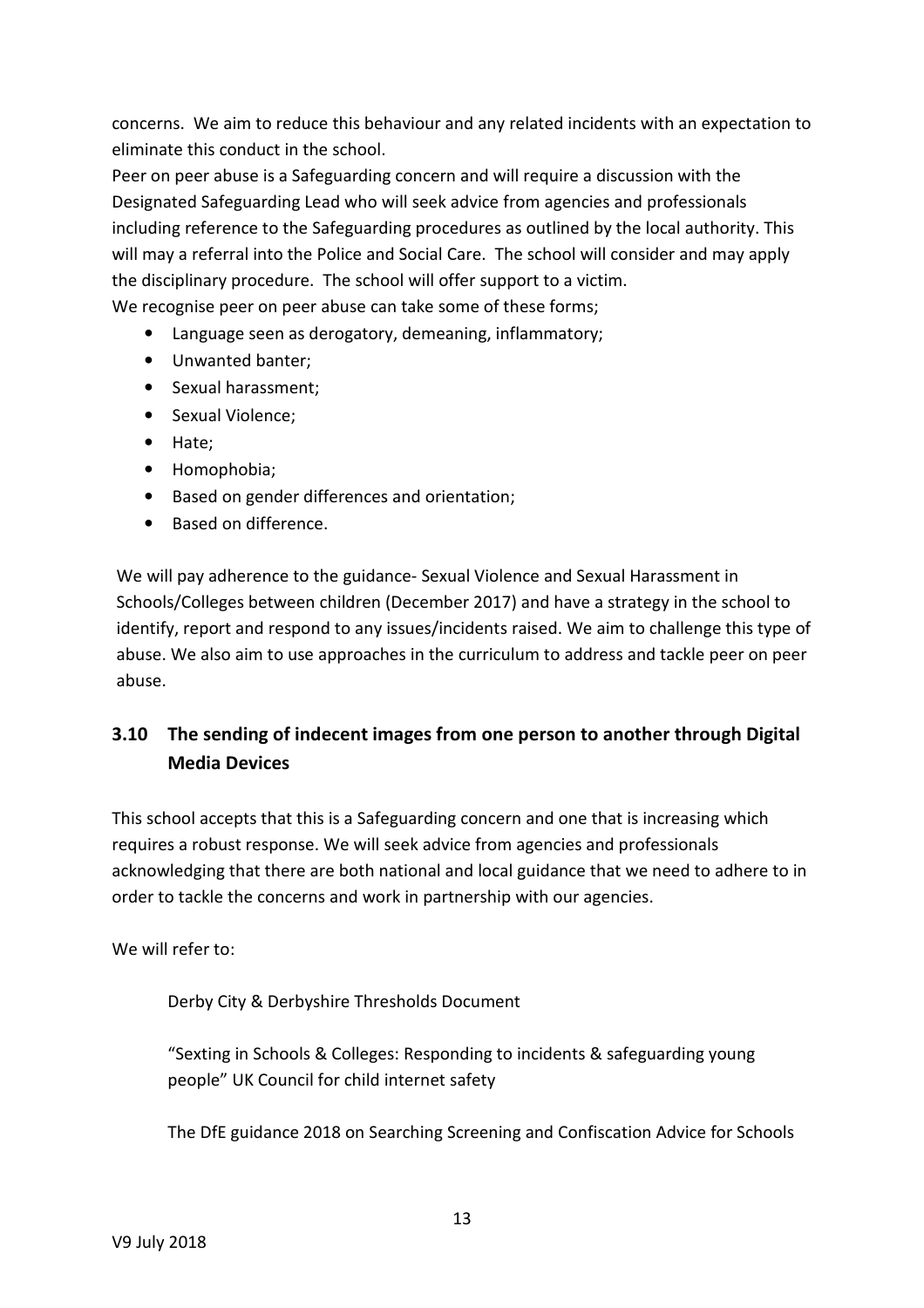concerns. We aim to reduce this behaviour and any related incidents with an expectation to eliminate this conduct in the school.
Peer on peer abuse is a Safeguarding concern and will require a discussion with the Designated Safeguarding Lead who will seek advice from agencies and professionals including reference to the Safeguarding procedures as outlined by the local authority. This will may a referral into the Police and Social Care. The school will consider and may apply the disciplinary procedure. The school will offer support to a victim.
We recognise peer on peer abuse can take some of these forms;

- Language seen as derogatory, demeaning, inflammatory;
- Unwanted banter;
- Sexual harassment;
- Sexual Violence;
- Hate;
- Homophobia;
- Based on gender differences and orientation;
- Based on difference.

We will pay adherence to the guidance- Sexual Violence and Sexual Harassment in Schools/Colleges between children (December 2017) and have a strategy in the school to identify, report and respond to any issues/incidents raised. We aim to challenge this type of abuse. We also aim to use approaches in the curriculum to address and tackle peer on peer abuse.

### 3.10 The sending of indecent images from one person to another through Digital Media Devices

This school accepts that this is a Safeguarding concern and one that is increasing which requires a robust response. We will seek advice from agencies and professionals acknowledging that there are both national and local guidance that we need to adhere to in order to tackle the concerns and work in partnership with our agencies.

We will refer to:

Derby City & Derbyshire Thresholds Document

"Sexting in Schools & Colleges: Responding to incidents & safeguarding young people" UK Council for child internet safety

The DfE guidance 2018 on Searching Screening and Confiscation Advice for Schools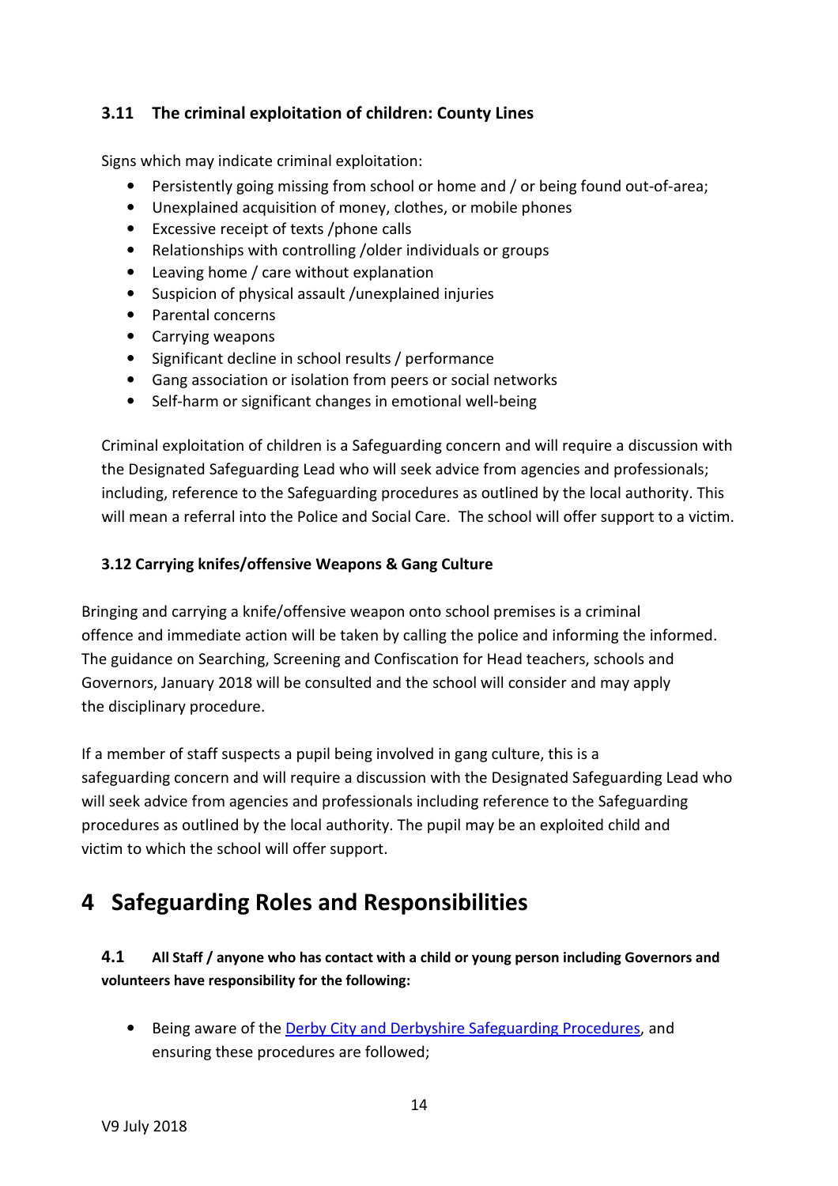### 3.11 The criminal exploitation of children: County Lines

Signs which may indicate criminal exploitation:

- Persistently going missing from school or home and / or being found out-of-area;
- Unexplained acquisition of money, clothes, or mobile phones
- Excessive receipt of texts /phone calls
- Relationships with controlling /older individuals or groups
- Leaving home / care without explanation
- Suspicion of physical assault /unexplained injuries
- Parental concerns
- Carrying weapons
- Significant decline in school results / performance
- Gang association or isolation from peers or social networks
- Self-harm or significant changes in emotional well-being

Criminal exploitation of children is a Safeguarding concern and will require a discussion with the Designated Safeguarding Lead who will seek advice from agencies and professionals; including, reference to the Safeguarding procedures as outlined by the local authority. This will mean a referral into the Police and Social Care. The school will offer support to a victim.

### 3.12 Carrying knifes/offensive Weapons & Gang Culture

Bringing and carrying a knife/offensive weapon onto school premises is a criminal offence and immediate action will be taken by calling the police and informing the informed. The guidance on Searching, Screening and Confiscation for Head teachers, schools and Governors, January 2018 will be consulted and the school will consider and may apply the disciplinary procedure.

If a member of staff suspects a pupil being involved in gang culture, this is a safeguarding concern and will require a discussion with the Designated Safeguarding Lead who will seek advice from agencies and professionals including reference to the Safeguarding procedures as outlined by the local authority. The pupil may be an exploited child and victim to which the school will offer support.

# 4 Safeguarding Roles and Responsibilities

### 4.1 All Staff / anyone who has contact with a child or young person including Governors and volunteers have responsibility for the following:

- Being aware of the Derby City and Derbyshire Safeguarding Procedures, and ensuring these procedures are followed;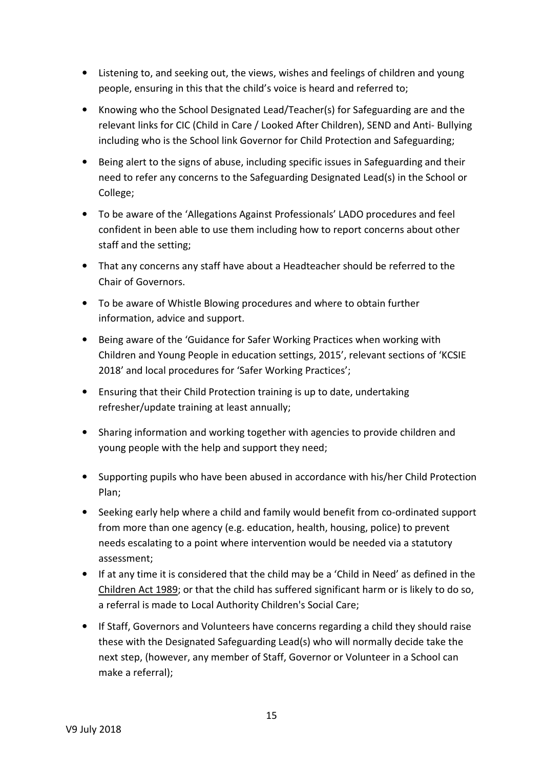- Listening to, and seeking out, the views, wishes and feelings of children and young people, ensuring in this that the child's voice is heard and referred to;
- Knowing who the School Designated Lead/Teacher(s) for Safeguarding are and the relevant links for CIC (Child in Care / Looked After Children), SEND and Anti- Bullying including who is the School link Governor for Child Protection and Safeguarding;
- Being alert to the signs of abuse, including specific issues in Safeguarding and their need to refer any concerns to the Safeguarding Designated Lead(s) in the School or College;
- To be aware of the 'Allegations Against Professionals' LADO procedures and feel confident in been able to use them including how to report concerns about other staff and the setting;
- That any concerns any staff have about a Headteacher should be referred to the Chair of Governors.
- To be aware of Whistle Blowing procedures and where to obtain further information, advice and support.
- Being aware of the 'Guidance for Safer Working Practices when working with Children and Young People in education settings, 2015', relevant sections of 'KCSIE 2018' and local procedures for 'Safer Working Practices';
- Ensuring that their Child Protection training is up to date, undertaking refresher/update training at least annually;
- Sharing information and working together with agencies to provide children and young people with the help and support they need;
- Supporting pupils who have been abused in accordance with his/her Child Protection Plan;
- Seeking early help where a child and family would benefit from co-ordinated support from more than one agency (e.g. education, health, housing, police) to prevent needs escalating to a point where intervention would be needed via a statutory assessment;
- If at any time it is considered that the child may be a 'Child in Need' as defined in the Children Act 1989; or that the child has suffered significant harm or is likely to do so, a referral is made to Local Authority Children's Social Care;
- If Staff, Governors and Volunteers have concerns regarding a child they should raise these with the Designated Safeguarding Lead(s) who will normally decide take the next step, (however, any member of Staff, Governor or Volunteer in a School can make a referral);

V9 July 2018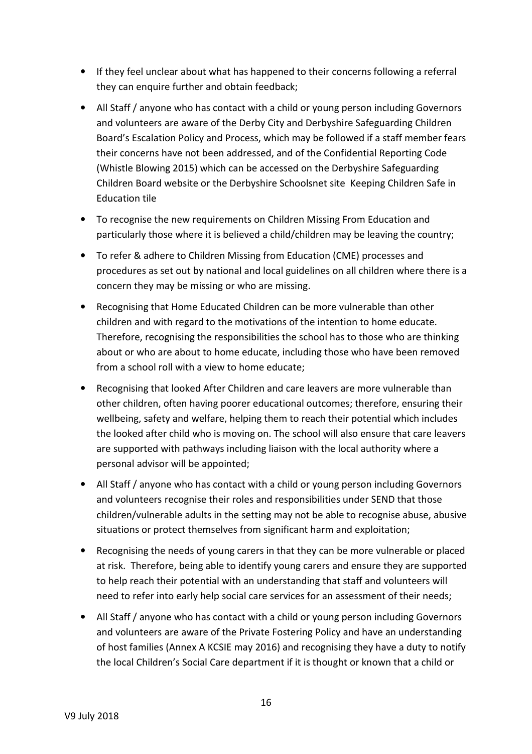- If they feel unclear about what has happened to their concerns following a referral they can enquire further and obtain feedback;
- All Staff / anyone who has contact with a child or young person including Governors and volunteers are aware of the Derby City and Derbyshire Safeguarding Children Board's Escalation Policy and Process, which may be followed if a staff member fears their concerns have not been addressed, and of the Confidential Reporting Code (Whistle Blowing 2015) which can be accessed on the Derbyshire Safeguarding Children Board website or the Derbyshire Schoolsnet site Keeping Children Safe in Education tile
- To recognise the new requirements on Children Missing From Education and particularly those where it is believed a child/children may be leaving the country;
- To refer & adhere to Children Missing from Education (CME) processes and procedures as set out by national and local guidelines on all children where there is a concern they may be missing or who are missing.
- Recognising that Home Educated Children can be more vulnerable than other children and with regard to the motivations of the intention to home educate. Therefore, recognising the responsibilities the school has to those who are thinking about or who are about to home educate, including those who have been removed from a school roll with a view to home educate;
- Recognising that looked After Children and care leavers are more vulnerable than other children, often having poorer educational outcomes; therefore, ensuring their wellbeing, safety and welfare, helping them to reach their potential which includes the looked after child who is moving on. The school will also ensure that care leavers are supported with pathways including liaison with the local authority where a personal advisor will be appointed;
- All Staff / anyone who has contact with a child or young person including Governors and volunteers recognise their roles and responsibilities under SEND that those children/vulnerable adults in the setting may not be able to recognise abuse, abusive situations or protect themselves from significant harm and exploitation;
- Recognising the needs of young carers in that they can be more vulnerable or placed at risk. Therefore, being able to identify young carers and ensure they are supported to help reach their potential with an understanding that staff and volunteers will need to refer into early help social care services for an assessment of their needs;
- All Staff / anyone who has contact with a child or young person including Governors and volunteers are aware of the Private Fostering Policy and have an understanding of host families (Annex A KCSIE may 2016) and recognising they have a duty to notify the local Children's Social Care department if it is thought or known that a child or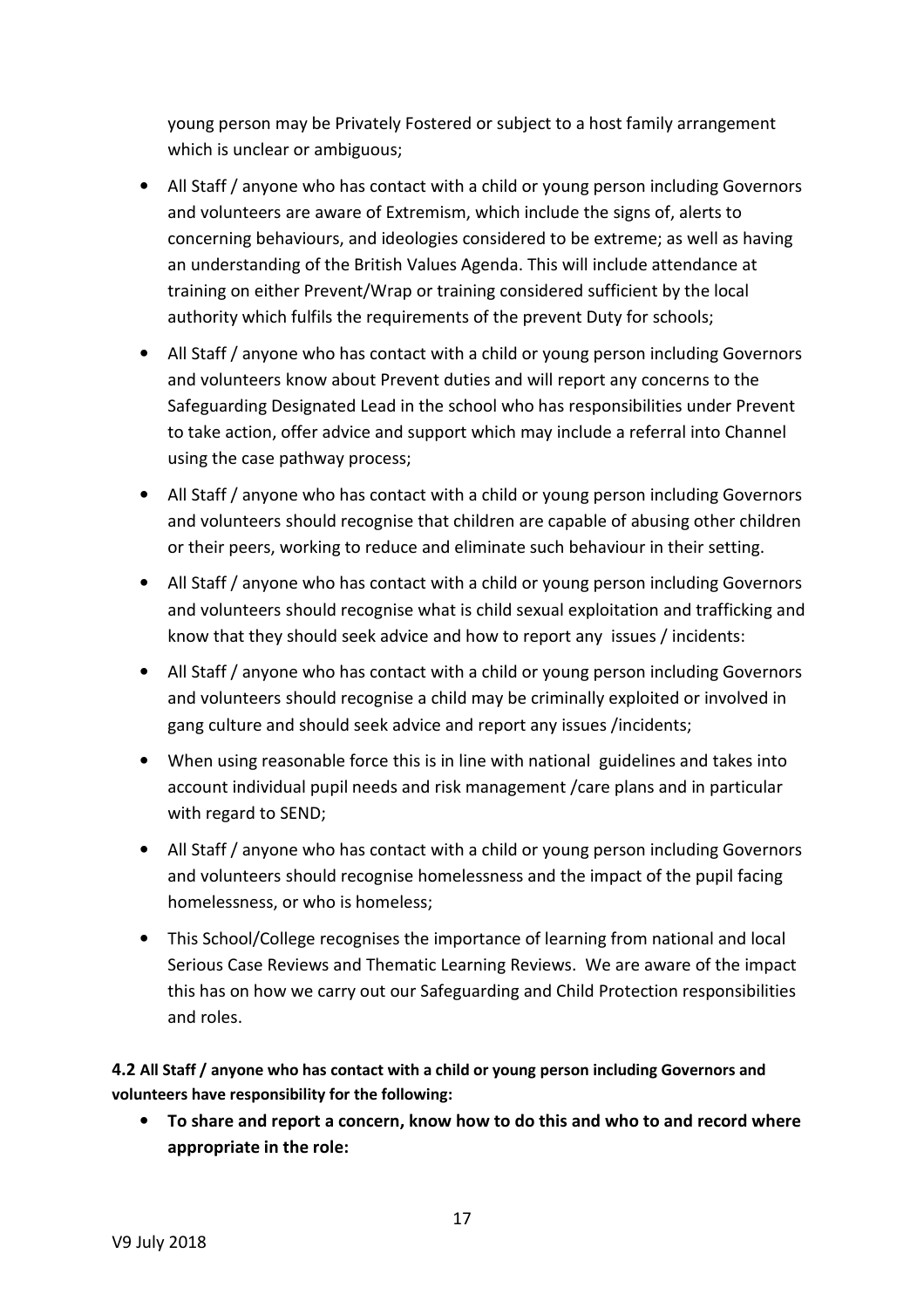young person may be Privately Fostered or subject to a host family arrangement which is unclear or ambiguous;

- All Staff / anyone who has contact with a child or young person including Governors and volunteers are aware of Extremism, which include the signs of, alerts to concerning behaviours, and ideologies considered to be extreme; as well as having an understanding of the British Values Agenda. This will include attendance at training on either Prevent/Wrap or training considered sufficient by the local authority which fulfils the requirements of the prevent Duty for schools;
- All Staff / anyone who has contact with a child or young person including Governors and volunteers know about Prevent duties and will report any concerns to the Safeguarding Designated Lead in the school who has responsibilities under Prevent to take action, offer advice and support which may include a referral into Channel using the case pathway process;
- All Staff / anyone who has contact with a child or young person including Governors and volunteers should recognise that children are capable of abusing other children or their peers, working to reduce and eliminate such behaviour in their setting.
- All Staff / anyone who has contact with a child or young person including Governors and volunteers should recognise what is child sexual exploitation and trafficking and know that they should seek advice and how to report any issues / incidents:
- All Staff / anyone who has contact with a child or young person including Governors and volunteers should recognise a child may be criminally exploited or involved in gang culture and should seek advice and report any issues /incidents;
- When using reasonable force this is in line with national guidelines and takes into account individual pupil needs and risk management /care plans and in particular with regard to SEND;
- All Staff / anyone who has contact with a child or young person including Governors and volunteers should recognise homelessness and the impact of the pupil facing homelessness, or who is homeless;
- This School/College recognises the importance of learning from national and local Serious Case Reviews and Thematic Learning Reviews. We are aware of the impact this has on how we carry out our Safeguarding and Child Protection responsibilities and roles.

**4.2 All Staff / anyone who has contact with a child or young person including Governors and volunteers have responsibility for the following:**

- **To share and report a concern, know how to do this and who to and record where appropriate in the role:**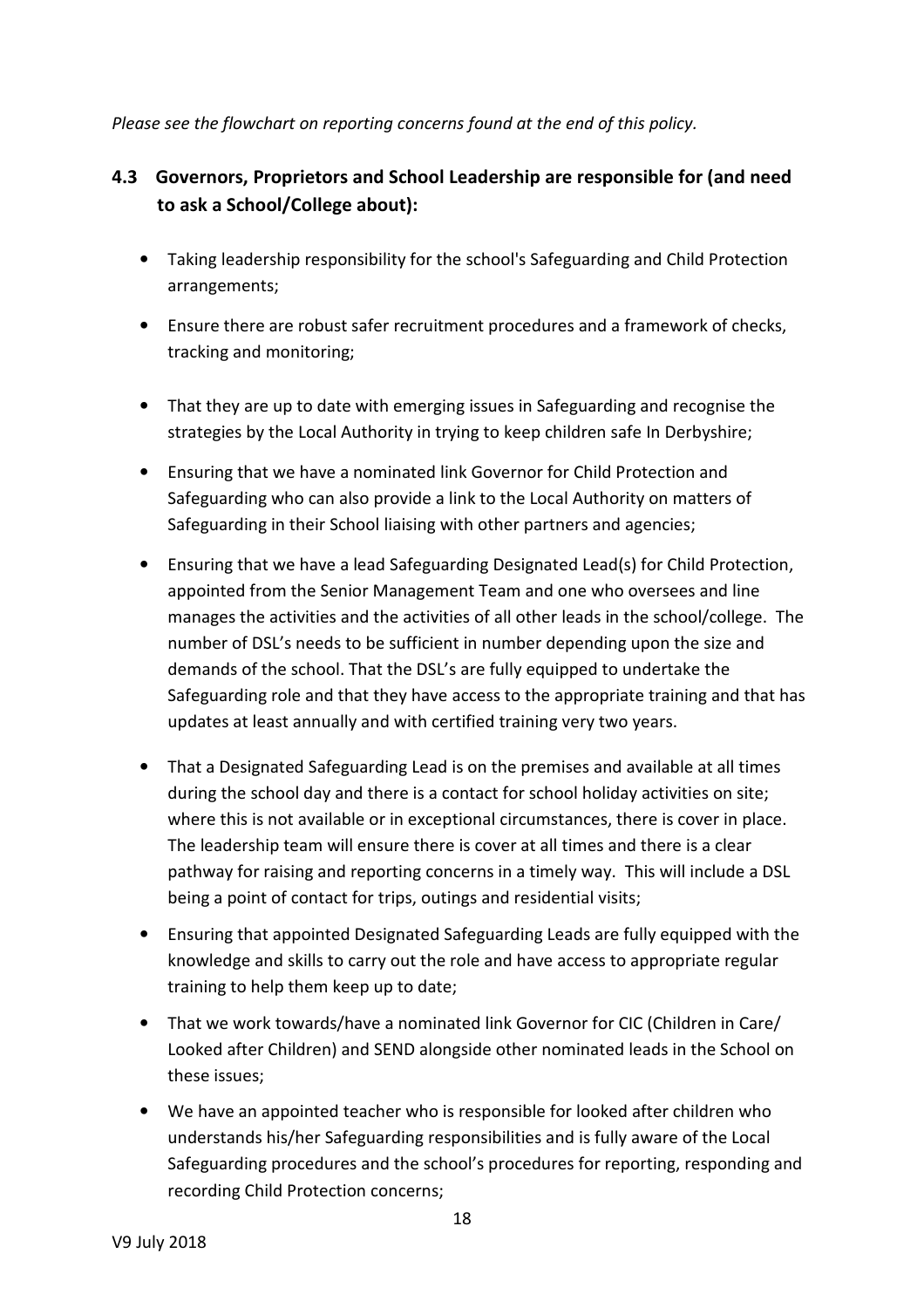*Please see the flowchart on reporting concerns found at the end of this policy.*

## 4.3 Governors, Proprietors and School Leadership are responsible for (and need to ask a School/College about):

- Taking leadership responsibility for the school's Safeguarding and Child Protection arrangements;
- Ensure there are robust safer recruitment procedures and a framework of checks, tracking and monitoring;
- That they are up to date with emerging issues in Safeguarding and recognise the strategies by the Local Authority in trying to keep children safe In Derbyshire;
- Ensuring that we have a nominated link Governor for Child Protection and Safeguarding who can also provide a link to the Local Authority on matters of Safeguarding in their School liaising with other partners and agencies;
- Ensuring that we have a lead Safeguarding Designated Lead(s) for Child Protection, appointed from the Senior Management Team and one who oversees and line manages the activities and the activities of all other leads in the school/college. The number of DSL's needs to be sufficient in number depending upon the size and demands of the school. That the DSL's are fully equipped to undertake the Safeguarding role and that they have access to the appropriate training and that has updates at least annually and with certified training very two years.
- That a Designated Safeguarding Lead is on the premises and available at all times during the school day and there is a contact for school holiday activities on site; where this is not available or in exceptional circumstances, there is cover in place. The leadership team will ensure there is cover at all times and there is a clear pathway for raising and reporting concerns in a timely way. This will include a DSL being a point of contact for trips, outings and residential visits;
- Ensuring that appointed Designated Safeguarding Leads are fully equipped with the knowledge and skills to carry out the role and have access to appropriate regular training to help them keep up to date;
- That we work towards/have a nominated link Governor for CIC (Children in Care/ Looked after Children) and SEND alongside other nominated leads in the School on these issues;
- We have an appointed teacher who is responsible for looked after children who understands his/her Safeguarding responsibilities and is fully aware of the Local Safeguarding procedures and the school's procedures for reporting, responding and recording Child Protection concerns;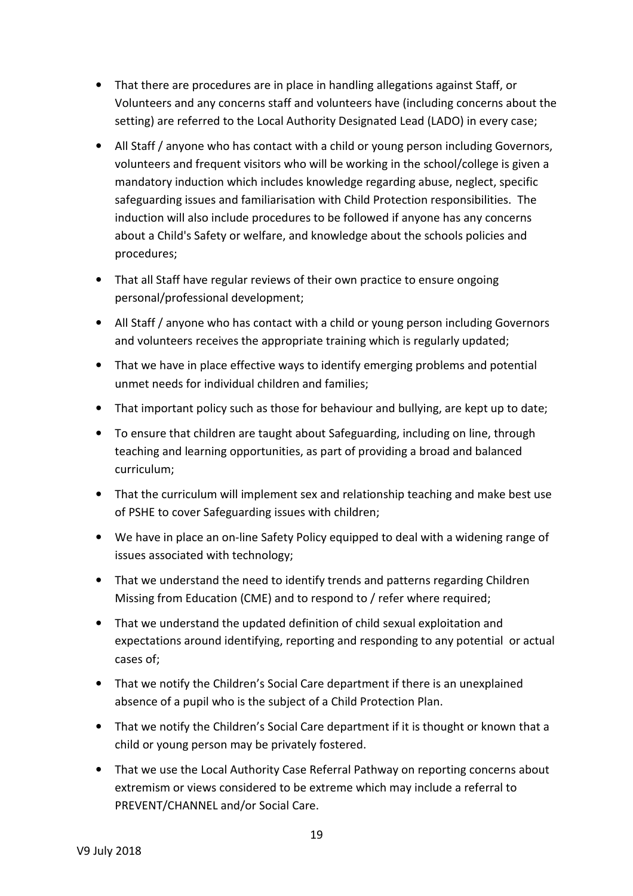- That there are procedures are in place in handling allegations against Staff, or Volunteers and any concerns staff and volunteers have (including concerns about the setting) are referred to the Local Authority Designated Lead (LADO) in every case;
- All Staff / anyone who has contact with a child or young person including Governors, volunteers and frequent visitors who will be working in the school/college is given a mandatory induction which includes knowledge regarding abuse, neglect, specific safeguarding issues and familiarisation with Child Protection responsibilities. The induction will also include procedures to be followed if anyone has any concerns about a Child's Safety or welfare, and knowledge about the schools policies and procedures;
- That all Staff have regular reviews of their own practice to ensure ongoing personal/professional development;
- All Staff / anyone who has contact with a child or young person including Governors and volunteers receives the appropriate training which is regularly updated;
- That we have in place effective ways to identify emerging problems and potential unmet needs for individual children and families;
- That important policy such as those for behaviour and bullying, are kept up to date;
- To ensure that children are taught about Safeguarding, including on line, through teaching and learning opportunities, as part of providing a broad and balanced curriculum;
- That the curriculum will implement sex and relationship teaching and make best use of PSHE to cover Safeguarding issues with children;
- We have in place an on-line Safety Policy equipped to deal with a widening range of issues associated with technology;
- That we understand the need to identify trends and patterns regarding Children Missing from Education (CME) and to respond to / refer where required;
- That we understand the updated definition of child sexual exploitation and expectations around identifying, reporting and responding to any potential or actual cases of;
- That we notify the Children's Social Care department if there is an unexplained absence of a pupil who is the subject of a Child Protection Plan.
- That we notify the Children's Social Care department if it is thought or known that a child or young person may be privately fostered.
- That we use the Local Authority Case Referral Pathway on reporting concerns about extremism or views considered to be extreme which may include a referral to PREVENT/CHANNEL and/or Social Care.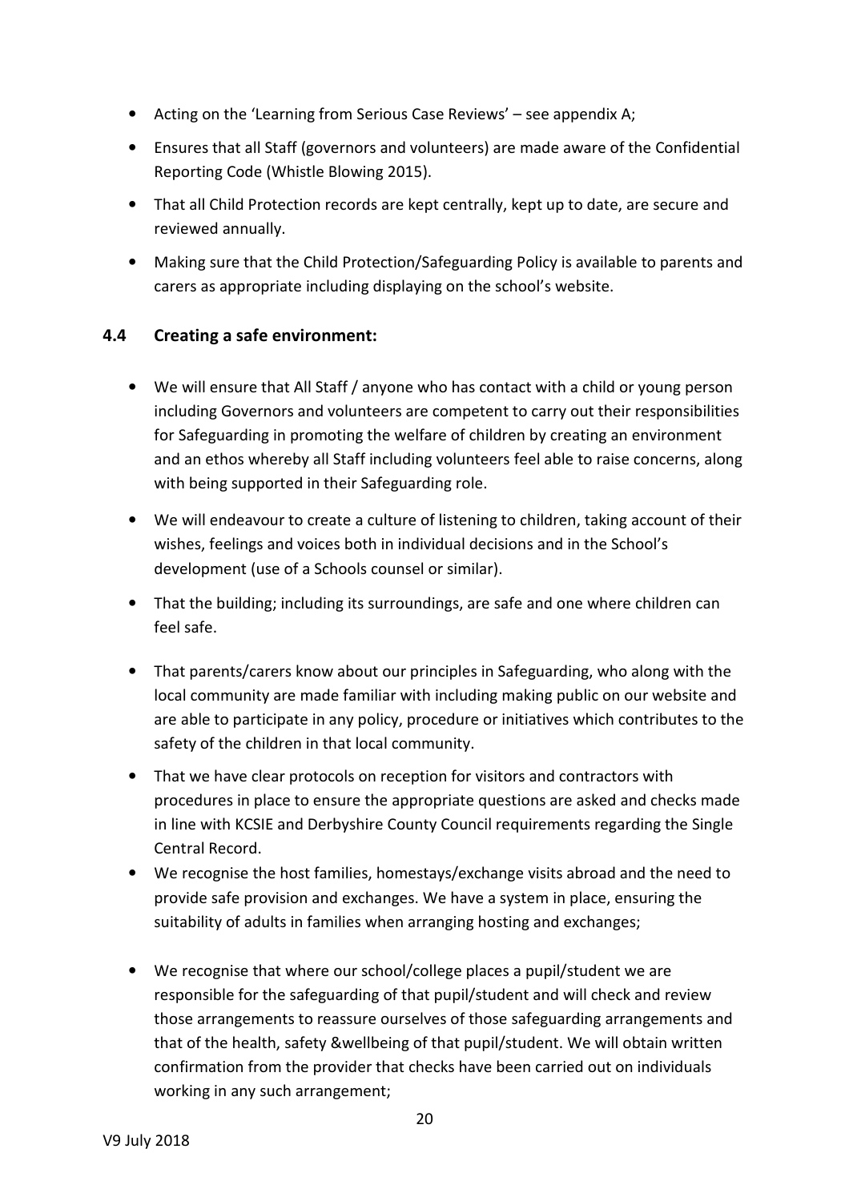- Acting on the 'Learning from Serious Case Reviews' – see appendix A;
- Ensures that all Staff (governors and volunteers) are made aware of the Confidential Reporting Code (Whistle Blowing 2015).
- That all Child Protection records are kept centrally, kept up to date, are secure and reviewed annually.
- Making sure that the Child Protection/Safeguarding Policy is available to parents and carers as appropriate including displaying on the school's website.

### 4.4 Creating a safe environment:

- We will ensure that All Staff / anyone who has contact with a child or young person including Governors and volunteers are competent to carry out their responsibilities for Safeguarding in promoting the welfare of children by creating an environment and an ethos whereby all Staff including volunteers feel able to raise concerns, along with being supported in their Safeguarding role.
- We will endeavour to create a culture of listening to children, taking account of their wishes, feelings and voices both in individual decisions and in the School's development (use of a Schools counsel or similar).
- That the building; including its surroundings, are safe and one where children can feel safe.
- That parents/carers know about our principles in Safeguarding, who along with the local community are made familiar with including making public on our website and are able to participate in any policy, procedure or initiatives which contributes to the safety of the children in that local community.
- That we have clear protocols on reception for visitors and contractors with procedures in place to ensure the appropriate questions are asked and checks made in line with KCSIE and Derbyshire County Council requirements regarding the Single Central Record.
- We recognise the host families, homestays/exchange visits abroad and the need to provide safe provision and exchanges. We have a system in place, ensuring the suitability of adults in families when arranging hosting and exchanges;
- We recognise that where our school/college places a pupil/student we are responsible for the safeguarding of that pupil/student and will check and review those arrangements to reassure ourselves of those safeguarding arrangements and that of the health, safety &wellbeing of that pupil/student. We will obtain written confirmation from the provider that checks have been carried out on individuals working in any such arrangement;

V9 July 2018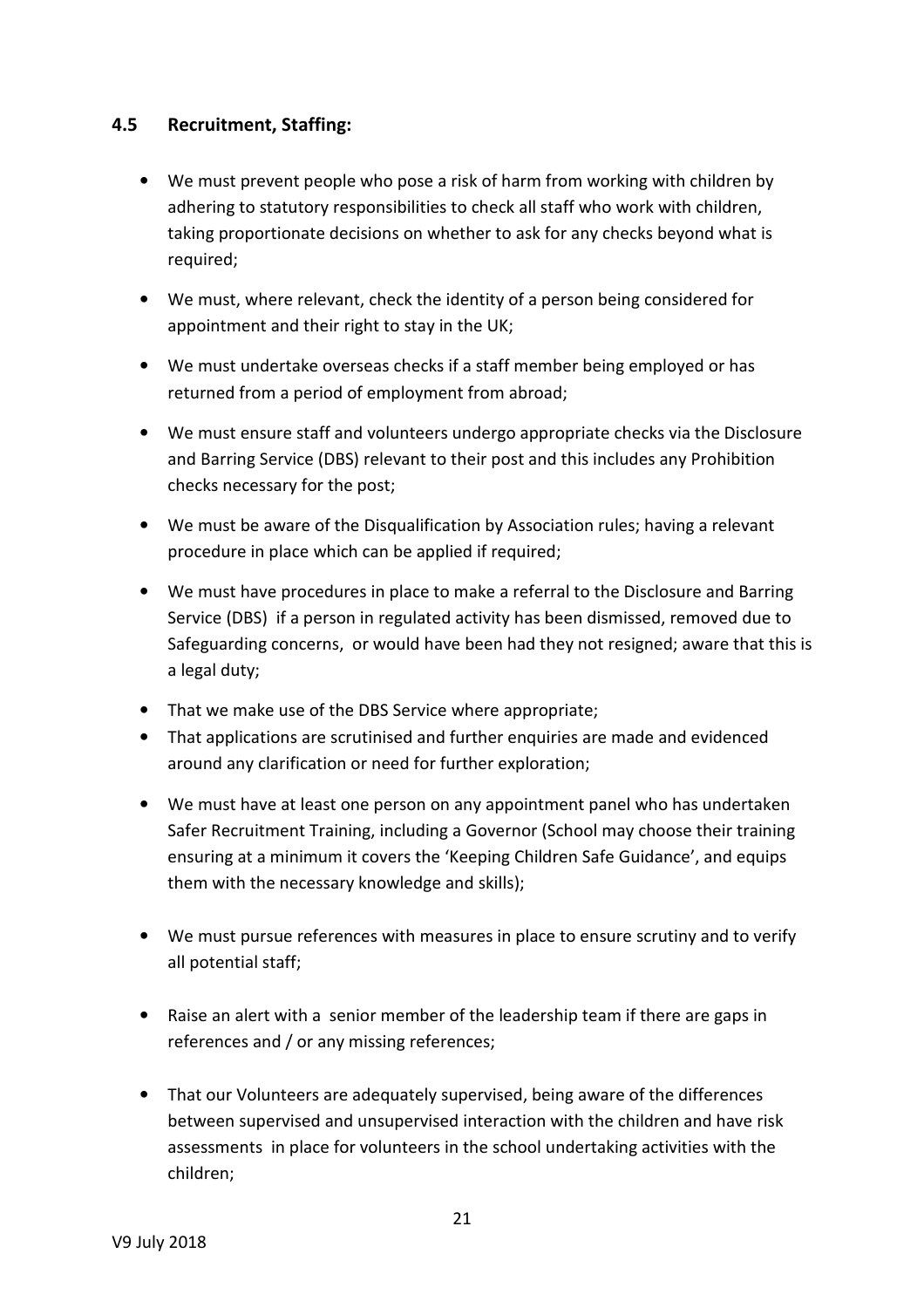### 4.5 Recruitment, Staffing:

- We must prevent people who pose a risk of harm from working with children by adhering to statutory responsibilities to check all staff who work with children, taking proportionate decisions on whether to ask for any checks beyond what is required;

- We must, where relevant, check the identity of a person being considered for appointment and their right to stay in the UK;

- We must undertake overseas checks if a staff member being employed or has returned from a period of employment from abroad;

- We must ensure staff and volunteers undergo appropriate checks via the Disclosure and Barring Service (DBS) relevant to their post and this includes any Prohibition checks necessary for the post;

- We must be aware of the Disqualification by Association rules; having a relevant procedure in place which can be applied if required;

- We must have procedures in place to make a referral to the Disclosure and Barring Service (DBS) if a person in regulated activity has been dismissed, removed due to Safeguarding concerns, or would have been had they not resigned; aware that this is a legal duty;

- That we make use of the DBS Service where appropriate;
- That applications are scrutinised and further enquiries are made and evidenced around any clarification or need for further exploration;

- We must have at least one person on any appointment panel who has undertaken Safer Recruitment Training, including a Governor (School may choose their training ensuring at a minimum it covers the 'Keeping Children Safe Guidance', and equips them with the necessary knowledge and skills);

- We must pursue references with measures in place to ensure scrutiny and to verify all potential staff;

- Raise an alert with a senior member of the leadership team if there are gaps in references and / or any missing references;

- That our Volunteers are adequately supervised, being aware of the differences between supervised and unsupervised interaction with the children and have risk assessments in place for volunteers in the school undertaking activities with the children;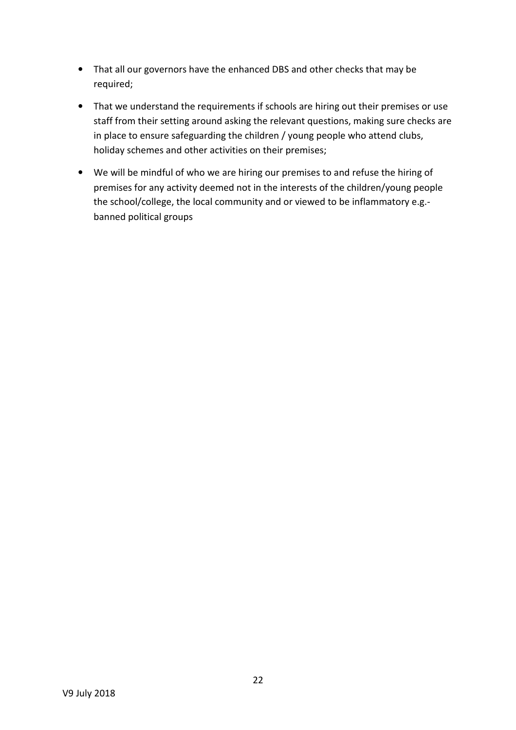- That all our governors have the enhanced DBS and other checks that may be required;
- That we understand the requirements if schools are hiring out their premises or use staff from their setting around asking the relevant questions, making sure checks are in place to ensure safeguarding the children / young people who attend clubs, holiday schemes and other activities on their premises;
- We will be mindful of who we are hiring our premises to and refuse the hiring of premises for any activity deemed not in the interests of the children/young people the school/college, the local community and or viewed to be inflammatory e.g.- banned political groups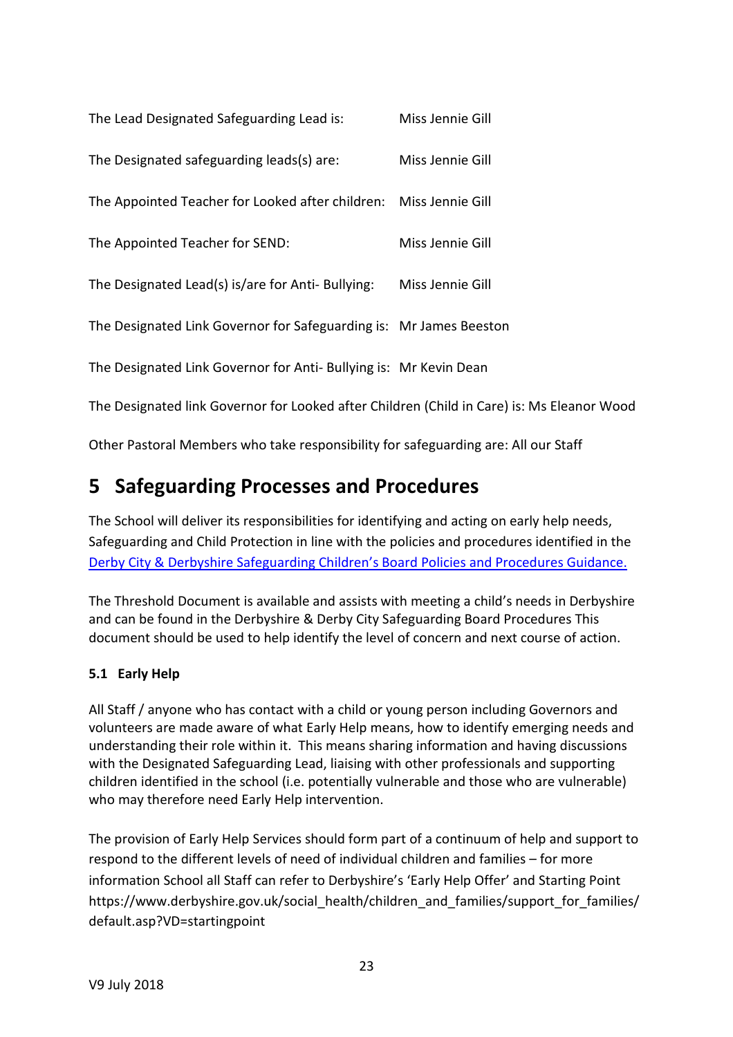The Lead Designated Safeguarding Lead is: Miss Jennie Gill

The Designated safeguarding leads(s) are: Miss Jennie Gill

The Appointed Teacher for Looked after children: Miss Jennie Gill

The Appointed Teacher for SEND: Miss Jennie Gill

The Designated Lead(s) is/are for Anti- Bullying: Miss Jennie Gill

The Designated Link Governor for Safeguarding is: Mr James Beeston

The Designated Link Governor for Anti- Bullying is: Mr Kevin Dean

The Designated link Governor for Looked after Children (Child in Care) is: Ms Eleanor Wood

Other Pastoral Members who take responsibility for safeguarding are: All our Staff

# 5 Safeguarding Processes and Procedures

The School will deliver its responsibilities for identifying and acting on early help needs, Safeguarding and Child Protection in line with the policies and procedures identified in the [Derby City & Derbyshire Safeguarding Children's Board Policies and Procedures Guidance.]()

The Threshold Document is available and assists with meeting a child's needs in Derbyshire and can be found in the Derbyshire & Derby City Safeguarding Board Procedures This document should be used to help identify the level of concern and next course of action.

### 5.1 Early Help

All Staff / anyone who has contact with a child or young person including Governors and volunteers are made aware of what Early Help means, how to identify emerging needs and understanding their role within it. This means sharing information and having discussions with the Designated Safeguarding Lead, liaising with other professionals and supporting children identified in the school (i.e. potentially vulnerable and those who are vulnerable) who may therefore need Early Help intervention.

The provision of Early Help Services should form part of a continuum of help and support to respond to the different levels of need of individual children and families – for more information School all Staff can refer to Derbyshire's 'Early Help Offer' and Starting Point https://www.derbyshire.gov.uk/social_health/children_and_families/support_for_families/default.asp?VD=startingpoint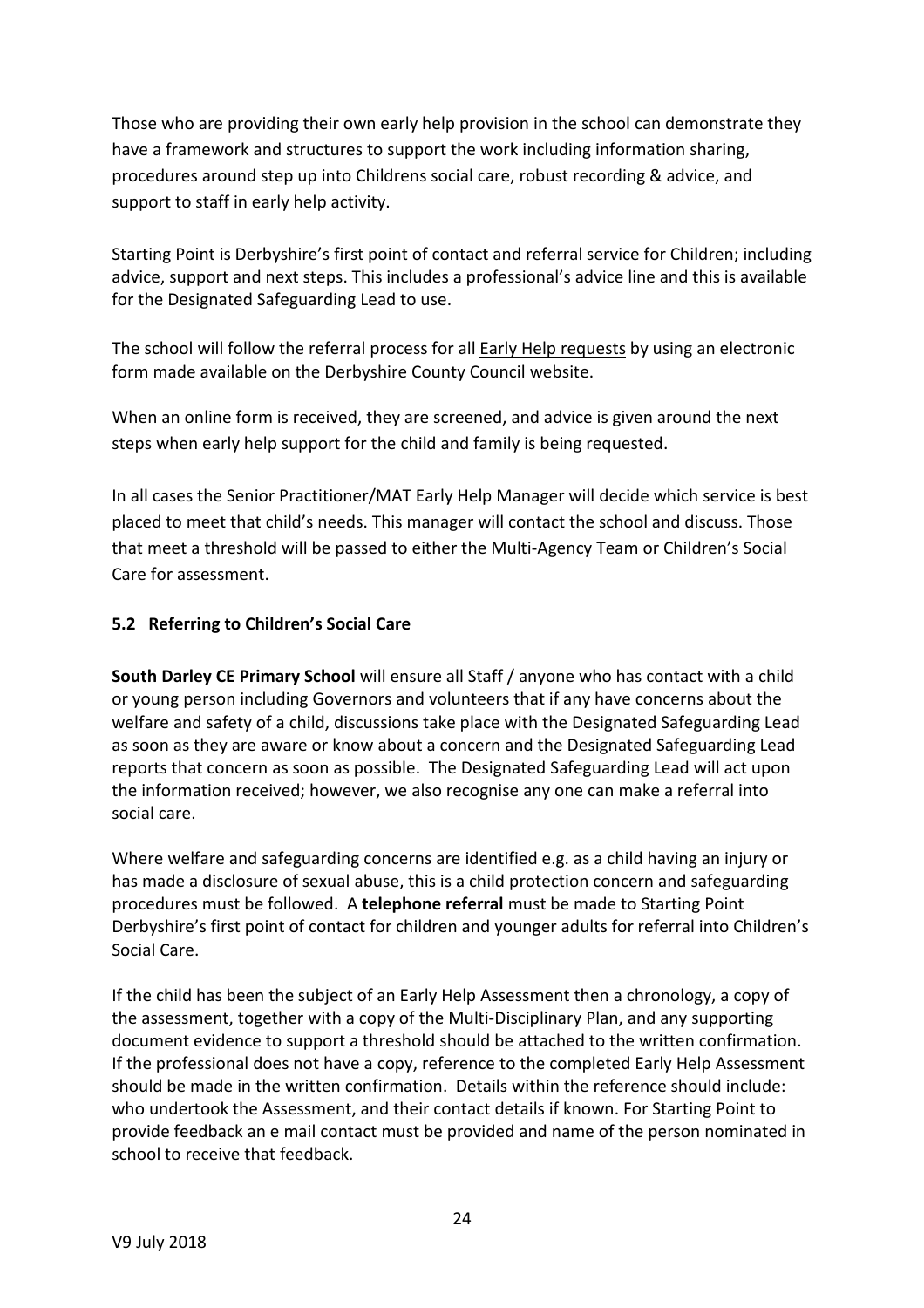Those who are providing their own early help provision in the school can demonstrate they have a framework and structures to support the work including information sharing, procedures around step up into Childrens social care, robust recording & advice, and support to staff in early help activity.

Starting Point is Derbyshire's first point of contact and referral service for Children; including advice, support and next steps. This includes a professional's advice line and this is available for the Designated Safeguarding Lead to use.

The school will follow the referral process for all Early Help requests by using an electronic form made available on the Derbyshire County Council website.

When an online form is received, they are screened, and advice is given around the next steps when early help support for the child and family is being requested.

In all cases the Senior Practitioner/MAT Early Help Manager will decide which service is best placed to meet that child's needs. This manager will contact the school and discuss. Those that meet a threshold will be passed to either the Multi-Agency Team or Children's Social Care for assessment.

### 5.2 Referring to Children's Social Care

**South Darley CE Primary School** will ensure all Staff / anyone who has contact with a child or young person including Governors and volunteers that if any have concerns about the welfare and safety of a child, discussions take place with the Designated Safeguarding Lead as soon as they are aware or know about a concern and the Designated Safeguarding Lead reports that concern as soon as possible. The Designated Safeguarding Lead will act upon the information received; however, we also recognise any one can make a referral into social care.

Where welfare and safeguarding concerns are identified e.g. as a child having an injury or has made a disclosure of sexual abuse, this is a child protection concern and safeguarding procedures must be followed. A **telephone referral** must be made to Starting Point Derbyshire's first point of contact for children and younger adults for referral into Children's Social Care.

If the child has been the subject of an Early Help Assessment then a chronology, a copy of the assessment, together with a copy of the Multi-Disciplinary Plan, and any supporting document evidence to support a threshold should be attached to the written confirmation. If the professional does not have a copy, reference to the completed Early Help Assessment should be made in the written confirmation. Details within the reference should include: who undertook the Assessment, and their contact details if known. For Starting Point to provide feedback an e mail contact must be provided and name of the person nominated in school to receive that feedback.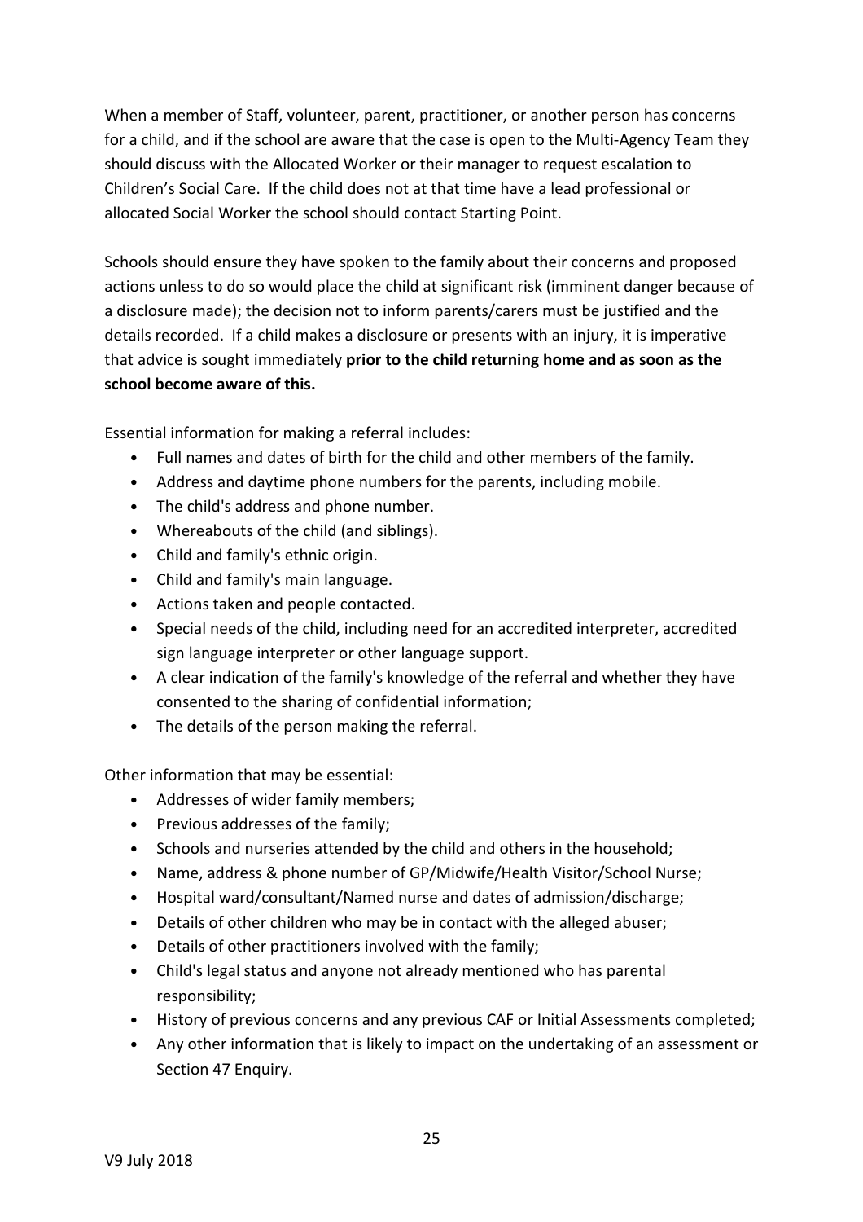When a member of Staff, volunteer, parent, practitioner, or another person has concerns for a child, and if the school are aware that the case is open to the Multi-Agency Team they should discuss with the Allocated Worker or their manager to request escalation to Children's Social Care. If the child does not at that time have a lead professional or allocated Social Worker the school should contact Starting Point.

Schools should ensure they have spoken to the family about their concerns and proposed actions unless to do so would place the child at significant risk (imminent danger because of a disclosure made); the decision not to inform parents/carers must be justified and the details recorded. If a child makes a disclosure or presents with an injury, it is imperative that advice is sought immediately **prior to the child returning home and as soon as the school become aware of this.**

Essential information for making a referral includes:

- Full names and dates of birth for the child and other members of the family.
- Address and daytime phone numbers for the parents, including mobile.
- The child's address and phone number.
- Whereabouts of the child (and siblings).
- Child and family's ethnic origin.
- Child and family's main language.
- Actions taken and people contacted.
- Special needs of the child, including need for an accredited interpreter, accredited sign language interpreter or other language support.
- A clear indication of the family's knowledge of the referral and whether they have consented to the sharing of confidential information;
- The details of the person making the referral.

Other information that may be essential:

- Addresses of wider family members;
- Previous addresses of the family;
- Schools and nurseries attended by the child and others in the household;
- Name, address & phone number of GP/Midwife/Health Visitor/School Nurse;
- Hospital ward/consultant/Named nurse and dates of admission/discharge;
- Details of other children who may be in contact with the alleged abuser;
- Details of other practitioners involved with the family;
- Child's legal status and anyone not already mentioned who has parental responsibility;
- History of previous concerns and any previous CAF or Initial Assessments completed;
- Any other information that is likely to impact on the undertaking of an assessment or Section 47 Enquiry.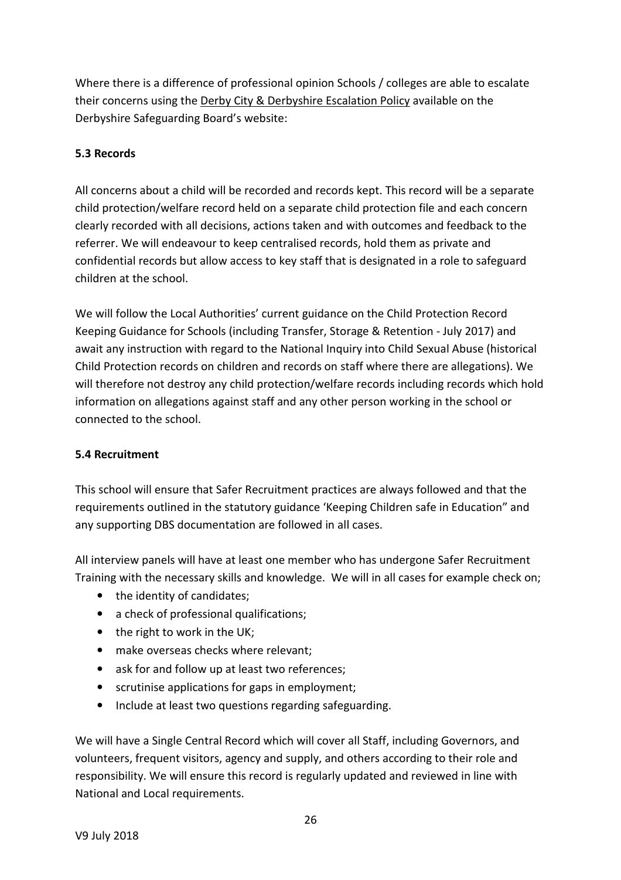Where there is a difference of professional opinion Schools / colleges are able to escalate their concerns using the Derby City & Derbyshire Escalation Policy available on the Derbyshire Safeguarding Board's website:

### 5.3 Records

All concerns about a child will be recorded and records kept. This record will be a separate child protection/welfare record held on a separate child protection file and each concern clearly recorded with all decisions, actions taken and with outcomes and feedback to the referrer. We will endeavour to keep centralised records, hold them as private and confidential records but allow access to key staff that is designated in a role to safeguard children at the school.

We will follow the Local Authorities' current guidance on the Child Protection Record Keeping Guidance for Schools (including Transfer, Storage & Retention - July 2017) and await any instruction with regard to the National Inquiry into Child Sexual Abuse (historical Child Protection records on children and records on staff where there are allegations). We will therefore not destroy any child protection/welfare records including records which hold information on allegations against staff and any other person working in the school or connected to the school.

### 5.4 Recruitment

This school will ensure that Safer Recruitment practices are always followed and that the requirements outlined in the statutory guidance 'Keeping Children safe in Education" and any supporting DBS documentation are followed in all cases.

All interview panels will have at least one member who has undergone Safer Recruitment Training with the necessary skills and knowledge. We will in all cases for example check on;

- the identity of candidates;
- a check of professional qualifications;
- the right to work in the UK;
- make overseas checks where relevant;
- ask for and follow up at least two references;
- scrutinise applications for gaps in employment;
- Include at least two questions regarding safeguarding.

We will have a Single Central Record which will cover all Staff, including Governors, and volunteers, frequent visitors, agency and supply, and others according to their role and responsibility. We will ensure this record is regularly updated and reviewed in line with National and Local requirements.

V9 July 2018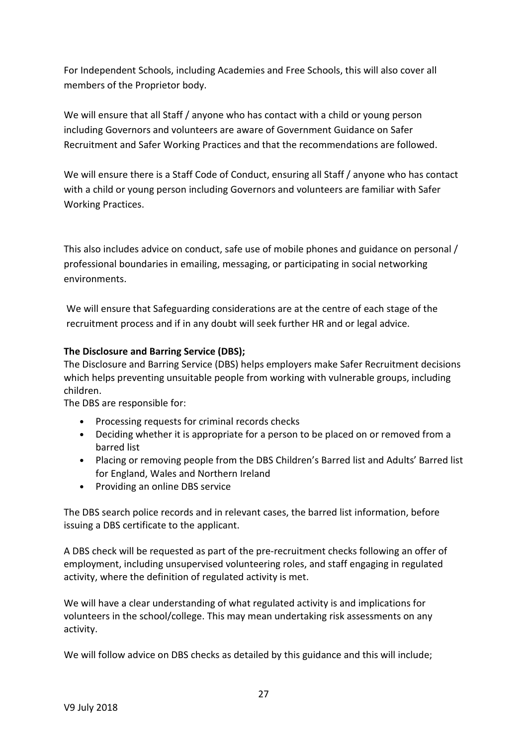For Independent Schools, including Academies and Free Schools, this will also cover all members of the Proprietor body.

We will ensure that all Staff / anyone who has contact with a child or young person including Governors and volunteers are aware of Government Guidance on Safer Recruitment and Safer Working Practices and that the recommendations are followed.

We will ensure there is a Staff Code of Conduct, ensuring all Staff / anyone who has contact with a child or young person including Governors and volunteers are familiar with Safer Working Practices.

This also includes advice on conduct, safe use of mobile phones and guidance on personal / professional boundaries in emailing, messaging, or participating in social networking environments.

We will ensure that Safeguarding considerations are at the centre of each stage of the recruitment process and if in any doubt will seek further HR and or legal advice.

**The Disclosure and Barring Service (DBS);**

The Disclosure and Barring Service (DBS) helps employers make Safer Recruitment decisions which helps preventing unsuitable people from working with vulnerable groups, including children.

The DBS are responsible for:

- Processing requests for criminal records checks
- Deciding whether it is appropriate for a person to be placed on or removed from a barred list
- Placing or removing people from the DBS Children's Barred list and Adults' Barred list for England, Wales and Northern Ireland
- Providing an online DBS service

The DBS search police records and in relevant cases, the barred list information, before issuing a DBS certificate to the applicant.

A DBS check will be requested as part of the pre-recruitment checks following an offer of employment, including unsupervised volunteering roles, and staff engaging in regulated activity, where the definition of regulated activity is met.

We will have a clear understanding of what regulated activity is and implications for volunteers in the school/college. This may mean undertaking risk assessments on any activity.

We will follow advice on DBS checks as detailed by this guidance and this will include;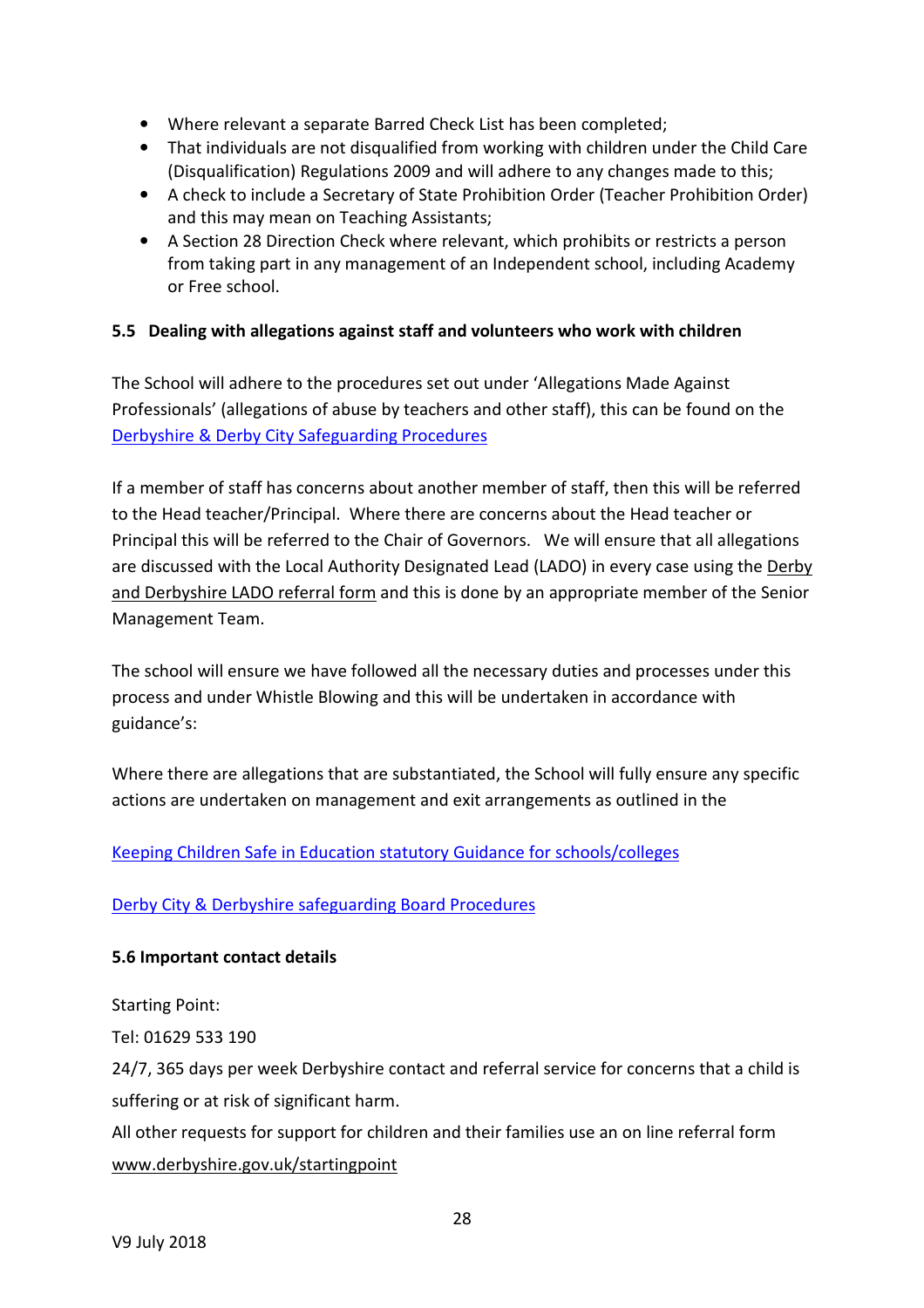- Where relevant a separate Barred Check List has been completed;
- That individuals are not disqualified from working with children under the Child Care (Disqualification) Regulations 2009 and will adhere to any changes made to this;
- A check to include a Secretary of State Prohibition Order (Teacher Prohibition Order) and this may mean on Teaching Assistants;
- A Section 28 Direction Check where relevant, which prohibits or restricts a person from taking part in any management of an Independent school, including Academy or Free school.

### 5.5 Dealing with allegations against staff and volunteers who work with children

The School will adhere to the procedures set out under 'Allegations Made Against Professionals' (allegations of abuse by teachers and other staff), this can be found on the Derbyshire & Derby City Safeguarding Procedures

If a member of staff has concerns about another member of staff, then this will be referred to the Head teacher/Principal. Where there are concerns about the Head teacher or Principal this will be referred to the Chair of Governors. We will ensure that all allegations are discussed with the Local Authority Designated Lead (LADO) in every case using the Derby and Derbyshire LADO referral form and this is done by an appropriate member of the Senior Management Team.

The school will ensure we have followed all the necessary duties and processes under this process and under Whistle Blowing and this will be undertaken in accordance with guidance's:

Where there are allegations that are substantiated, the School will fully ensure any specific actions are undertaken on management and exit arrangements as outlined in the

Keeping Children Safe in Education statutory Guidance for schools/colleges

Derby City & Derbyshire safeguarding Board Procedures

### 5.6 Important contact details

Starting Point:

Tel: 01629 533 190

24/7, 365 days per week Derbyshire contact and referral service for concerns that a child is suffering or at risk of significant harm.

All other requests for support for children and their families use an on line referral form www.derbyshire.gov.uk/startingpoint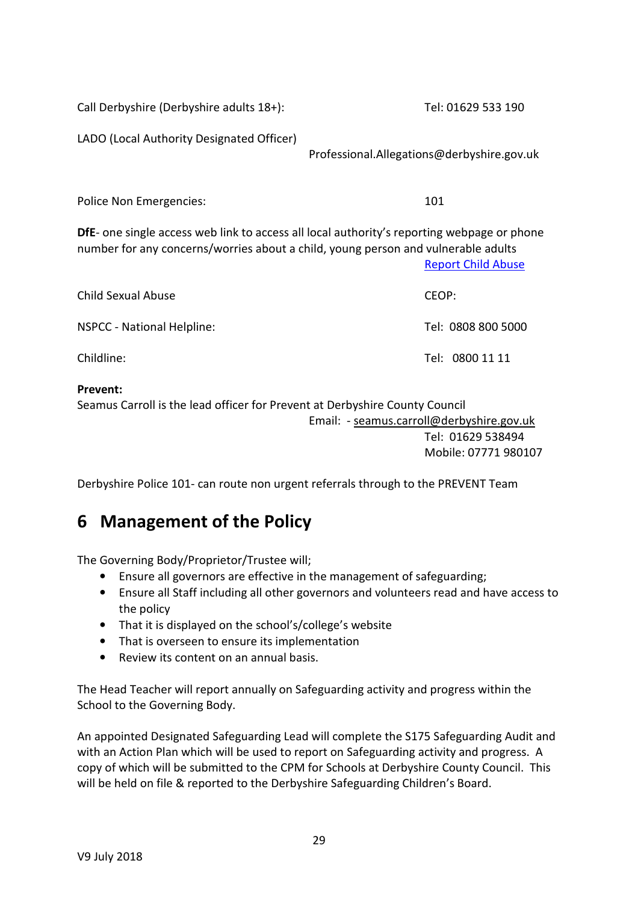Call Derbyshire (Derbyshire adults 18+): Tel: 01629 533 190

LADO (Local Authority Designated Officer) Professional.Allegations@derbyshire.gov.uk

Police Non Emergencies: 101

**DfE**- one single access web link to access all local authority's reporting webpage or phone number for any concerns/worries about a child, young person and vulnerable adults [Report Child Abuse]

Child Sexual Abuse CEOP:

NSPCC - National Helpline: Tel: 0808 800 5000

Childline: Tel: 0800 11 11

**Prevent:**
Seamus Carroll is the lead officer for Prevent at Derbyshire County Council
Email: - seamus.carroll@derbyshire.gov.uk
Tel: 01629 538494
Mobile: 07771 980107

Derbyshire Police 101- can route non urgent referrals through to the PREVENT Team

# 6 Management of the Policy

The Governing Body/Proprietor/Trustee will;

- Ensure all governors are effective in the management of safeguarding;
- Ensure all Staff including all other governors and volunteers read and have access to the policy
- That it is displayed on the school's/college's website
- That is overseen to ensure its implementation
- Review its content on an annual basis.

The Head Teacher will report annually on Safeguarding activity and progress within the School to the Governing Body.

An appointed Designated Safeguarding Lead will complete the S175 Safeguarding Audit and with an Action Plan which will be used to report on Safeguarding activity and progress. A copy of which will be submitted to the CPM for Schools at Derbyshire County Council. This will be held on file & reported to the Derbyshire Safeguarding Children's Board.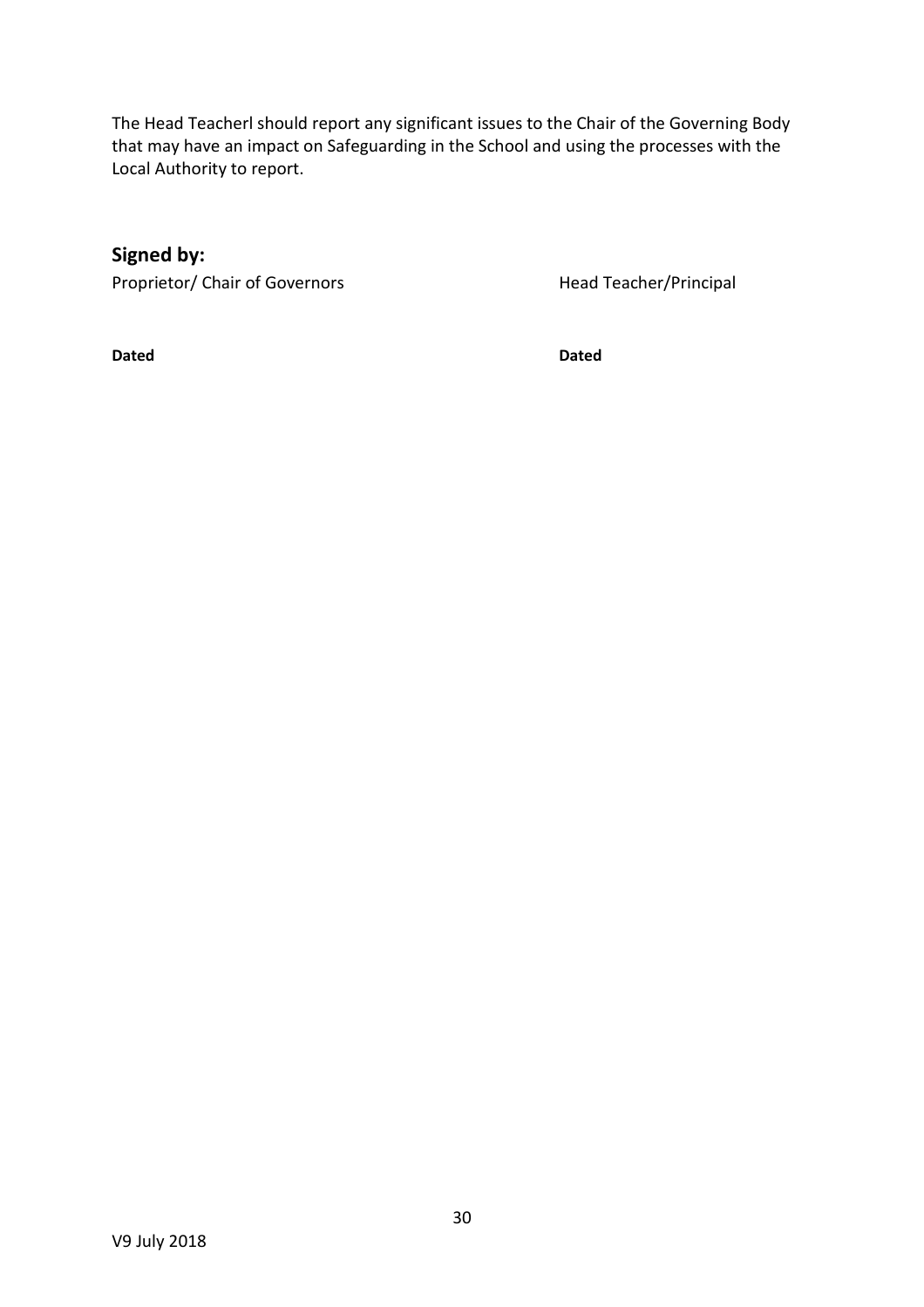The Head Teacherl should report any significant issues to the Chair of the Governing Body that may have an impact on Safeguarding in the School and using the processes with the Local Authority to report.

## Signed by:

Proprietor/ Chair of Governors

**Dated**

Head Teacher/Principal

**Dated**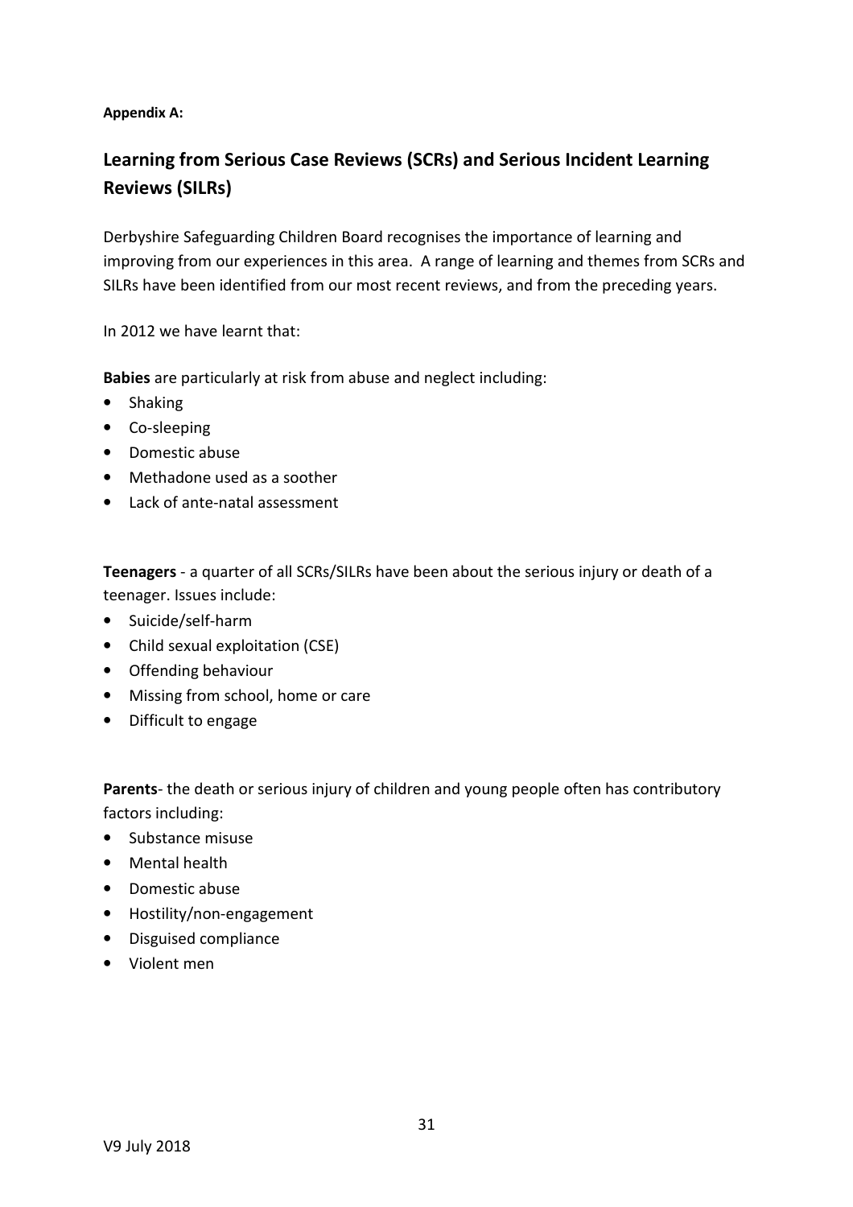**Appendix A:**

## Learning from Serious Case Reviews (SCRs) and Serious Incident Learning Reviews (SILRs)

Derbyshire Safeguarding Children Board recognises the importance of learning and improving from our experiences in this area. A range of learning and themes from SCRs and SILRs have been identified from our most recent reviews, and from the preceding years.

In 2012 we have learnt that:

**Babies** are particularly at risk from abuse and neglect including:

- Shaking
- Co-sleeping
- Domestic abuse
- Methadone used as a soother
- Lack of ante-natal assessment

**Teenagers** - a quarter of all SCRs/SILRs have been about the serious injury or death of a teenager. Issues include:

- Suicide/self-harm
- Child sexual exploitation (CSE)
- Offending behaviour
- Missing from school, home or care
- Difficult to engage

**Parents**- the death or serious injury of children and young people often has contributory factors including:

- Substance misuse
- Mental health
- Domestic abuse
- Hostility/non-engagement
- Disguised compliance
- Violent men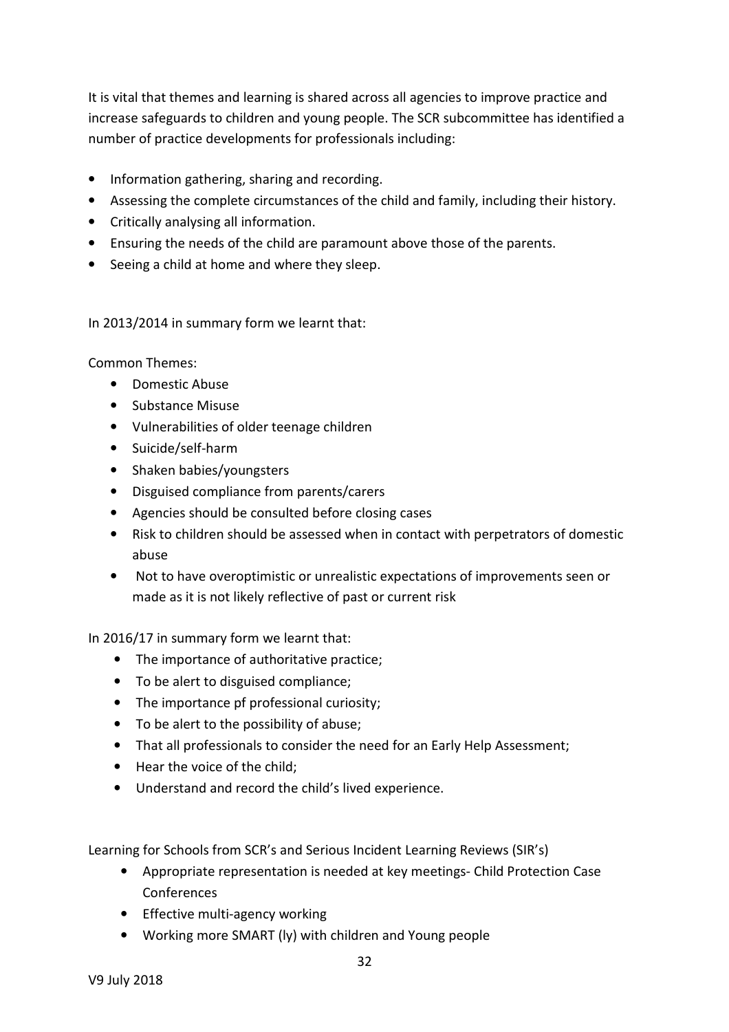It is vital that themes and learning is shared across all agencies to improve practice and increase safeguards to children and young people. The SCR subcommittee has identified a number of practice developments for professionals including:

- Information gathering, sharing and recording.
- Assessing the complete circumstances of the child and family, including their history.
- Critically analysing all information.
- Ensuring the needs of the child are paramount above those of the parents.
- Seeing a child at home and where they sleep.

In 2013/2014 in summary form we learnt that:

Common Themes:

- Domestic Abuse
- Substance Misuse
- Vulnerabilities of older teenage children
- Suicide/self-harm
- Shaken babies/youngsters
- Disguised compliance from parents/carers
- Agencies should be consulted before closing cases
- Risk to children should be assessed when in contact with perpetrators of domestic abuse
- Not to have overoptimistic or unrealistic expectations of improvements seen or made as it is not likely reflective of past or current risk

In 2016/17 in summary form we learnt that:

- The importance of authoritative practice;
- To be alert to disguised compliance;
- The importance pf professional curiosity;
- To be alert to the possibility of abuse;
- That all professionals to consider the need for an Early Help Assessment;
- Hear the voice of the child;
- Understand and record the child's lived experience.

Learning for Schools from SCR's and Serious Incident Learning Reviews (SIR's)

- Appropriate representation is needed at key meetings- Child Protection Case Conferences
- Effective multi-agency working
- Working more SMART (ly) with children and Young people

V9 July 2018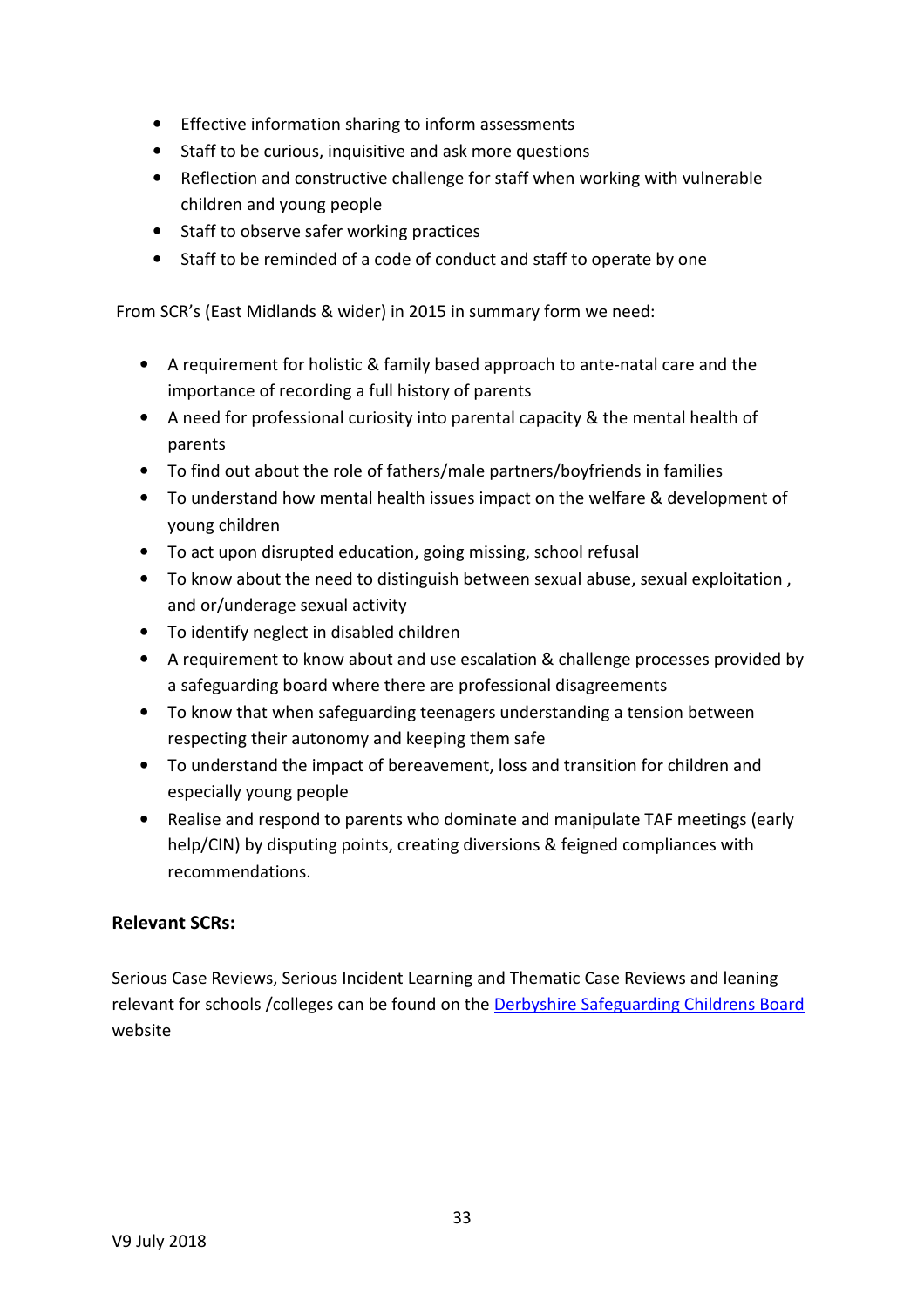- Effective information sharing to inform assessments
- Staff to be curious, inquisitive and ask more questions
- Reflection and constructive challenge for staff when working with vulnerable children and young people
- Staff to observe safer working practices
- Staff to be reminded of a code of conduct and staff to operate by one

From SCR's (East Midlands & wider) in 2015 in summary form we need:

- A requirement for holistic & family based approach to ante-natal care and the importance of recording a full history of parents
- A need for professional curiosity into parental capacity & the mental health of parents
- To find out about the role of fathers/male partners/boyfriends in families
- To understand how mental health issues impact on the welfare & development of young children
- To act upon disrupted education, going missing, school refusal
- To know about the need to distinguish between sexual abuse, sexual exploitation , and or/underage sexual activity
- To identify neglect in disabled children
- A requirement to know about and use escalation & challenge processes provided by a safeguarding board where there are professional disagreements
- To know that when safeguarding teenagers understanding a tension between respecting their autonomy and keeping them safe
- To understand the impact of bereavement, loss and transition for children and especially young people
- Realise and respond to parents who dominate and manipulate TAF meetings (early help/CIN) by disputing points, creating diversions & feigned compliances with recommendations.

**Relevant SCRs:**

Serious Case Reviews, Serious Incident Learning and Thematic Case Reviews and leaning relevant for schools /colleges can be found on the Derbyshire Safeguarding Childrens Board website

V9 July 2018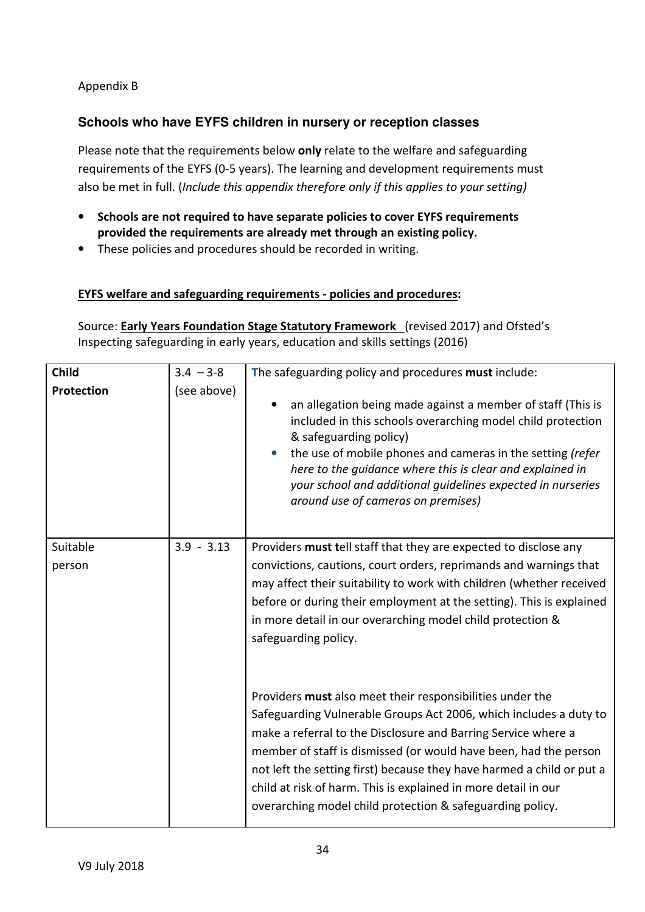Appendix B

### Schools who have EYFS children in nursery or reception classes

Please note that the requirements below **only** relate to the welfare and safeguarding requirements of the EYFS (0-5 years). The learning and development requirements must also be met in full. (*Include this appendix therefore only if this applies to your setting)*

- **Schools are not required to have separate policies to cover EYFS requirements provided the requirements are already met through an existing policy.**
- These policies and procedures should be recorded in writing.

**EYFS welfare and safeguarding requirements - policies and procedures:**

Source: **Early Years Foundation Stage Statutory Framework** (revised 2017) and Ofsted's Inspecting safeguarding in early years, education and skills settings (2016)

| **Child Protection** | 3.4 – 3-8 (see above) | The safeguarding policy and procedures **must** include:<br><br>• an allegation being made against a member of staff (This is included in this schools overarching model child protection & safeguarding policy)<br>• the use of mobile phones and cameras in the setting *(refer here to the guidance where this is clear and explained in your school and additional guidelines expected in nurseries around use of cameras on premises)* |
|---|---|---|
| Suitable person | 3.9 - 3.13 | Providers **must** tell staff that they are expected to disclose any convictions, cautions, court orders, reprimands and warnings that may affect their suitability to work with children (whether received before or during their employment at the setting). This is explained in more detail in our overarching model child protection & safeguarding policy.<br><br>Providers **must** also meet their responsibilities under the Safeguarding Vulnerable Groups Act 2006, which includes a duty to make a referral to the Disclosure and Barring Service where a member of staff is dismissed (or would have been, had the person not left the setting first) because they have harmed a child or put a child at risk of harm. This is explained in more detail in our overarching model child protection & safeguarding policy. |

V9 July 2018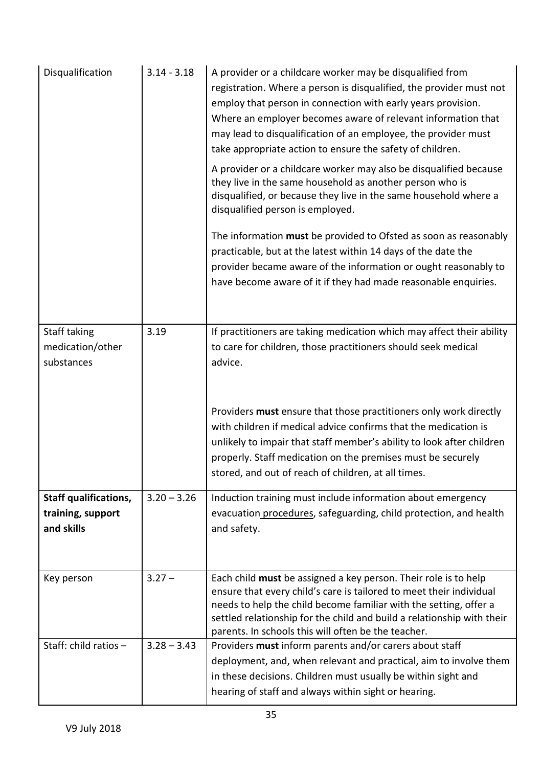| | | |
|---|---|---|
| Disqualification | 3.14 - 3.18 | A provider or a childcare worker may be disqualified from registration. Where a person is disqualified, the provider must not employ that person in connection with early years provision. Where an employer becomes aware of relevant information that may lead to disqualification of an employee, the provider must take appropriate action to ensure the safety of children.<br><br>A provider or a childcare worker may also be disqualified because they live in the same household as another person who is disqualified, or because they live in the same household where a disqualified person is employed.<br><br>The information **must** be provided to Ofsted as soon as reasonably practicable, but at the latest within 14 days of the date the provider became aware of the information or ought reasonably to have become aware of it if they had made reasonable enquiries. |
| Staff taking medication/other substances | 3.19 | If practitioners are taking medication which may affect their ability to care for children, those practitioners should seek medical advice.<br><br>Providers **must** ensure that those practitioners only work directly with children if medical advice confirms that the medication is unlikely to impair that staff member's ability to look after children properly. Staff medication on the premises must be securely stored, and out of reach of children, at all times. |
| **Staff qualifications, training, support and skills** | 3.20 – 3.26 | Induction training must include information about emergency evacuation procedures, safeguarding, child protection, and health and safety. |
| Key person | 3.27 – | Each child **must** be assigned a key person. Their role is to help ensure that every child's care is tailored to meet their individual needs to help the child become familiar with the setting, offer a settled relationship for the child and build a relationship with their parents. In schools this will often be the teacher. |
| Staff: child ratios – | 3.28 – 3.43 | Providers **must** inform parents and/or carers about staff deployment, and, when relevant and practical, aim to involve them in these decisions. Children must usually be within sight and hearing of staff and always within sight or hearing. |

V9 July 2018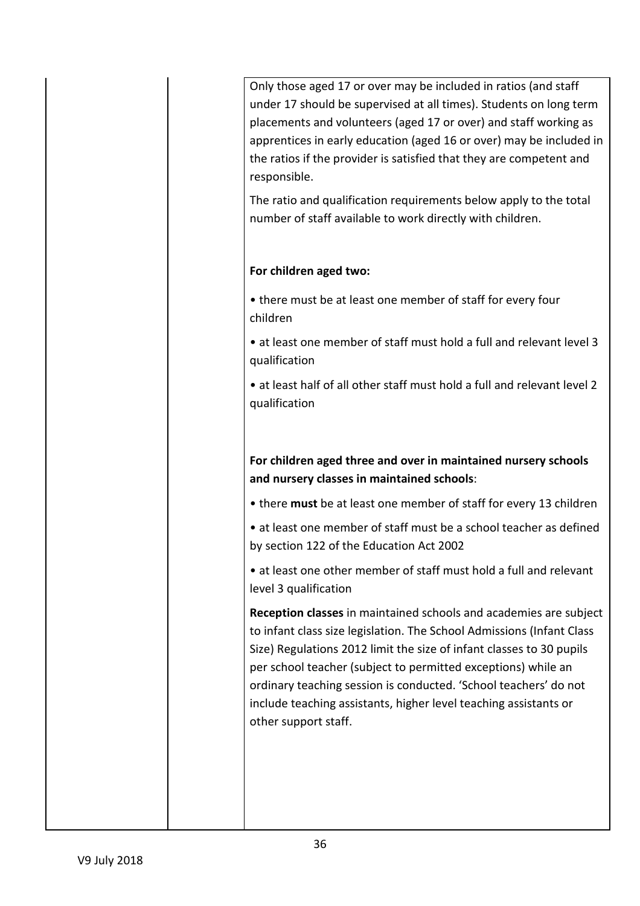| | | Only those aged 17 or over may be included in ratios (and staff under 17 should be supervised at all times). Students on long term placements and volunteers (aged 17 or over) and staff working as apprentices in early education (aged 16 or over) may be included in the ratios if the provider is satisfied that they are competent and responsible.<br><br>The ratio and qualification requirements below apply to the total number of staff available to work directly with children.<br><br>**For children aged two:**<br><br>• there must be at least one member of staff for every four children<br><br>• at least one member of staff must hold a full and relevant level 3 qualification<br><br>• at least half of all other staff must hold a full and relevant level 2 qualification<br><br>**For children aged three and over in maintained nursery schools and nursery classes in maintained schools**:<br><br>• there **must** be at least one member of staff for every 13 children<br><br>• at least one member of staff must be a school teacher as defined by section 122 of the Education Act 2002<br><br>• at least one other member of staff must hold a full and relevant level 3 qualification<br><br>**Reception classes** in maintained schools and academies are subject to infant class size legislation. The School Admissions (Infant Class Size) Regulations 2012 limit the size of infant classes to 30 pupils per school teacher (subject to permitted exceptions) while an ordinary teaching session is conducted. 'School teachers' do not include teaching assistants, higher level teaching assistants or other support staff. |
|---|---|---|

V9 July 2018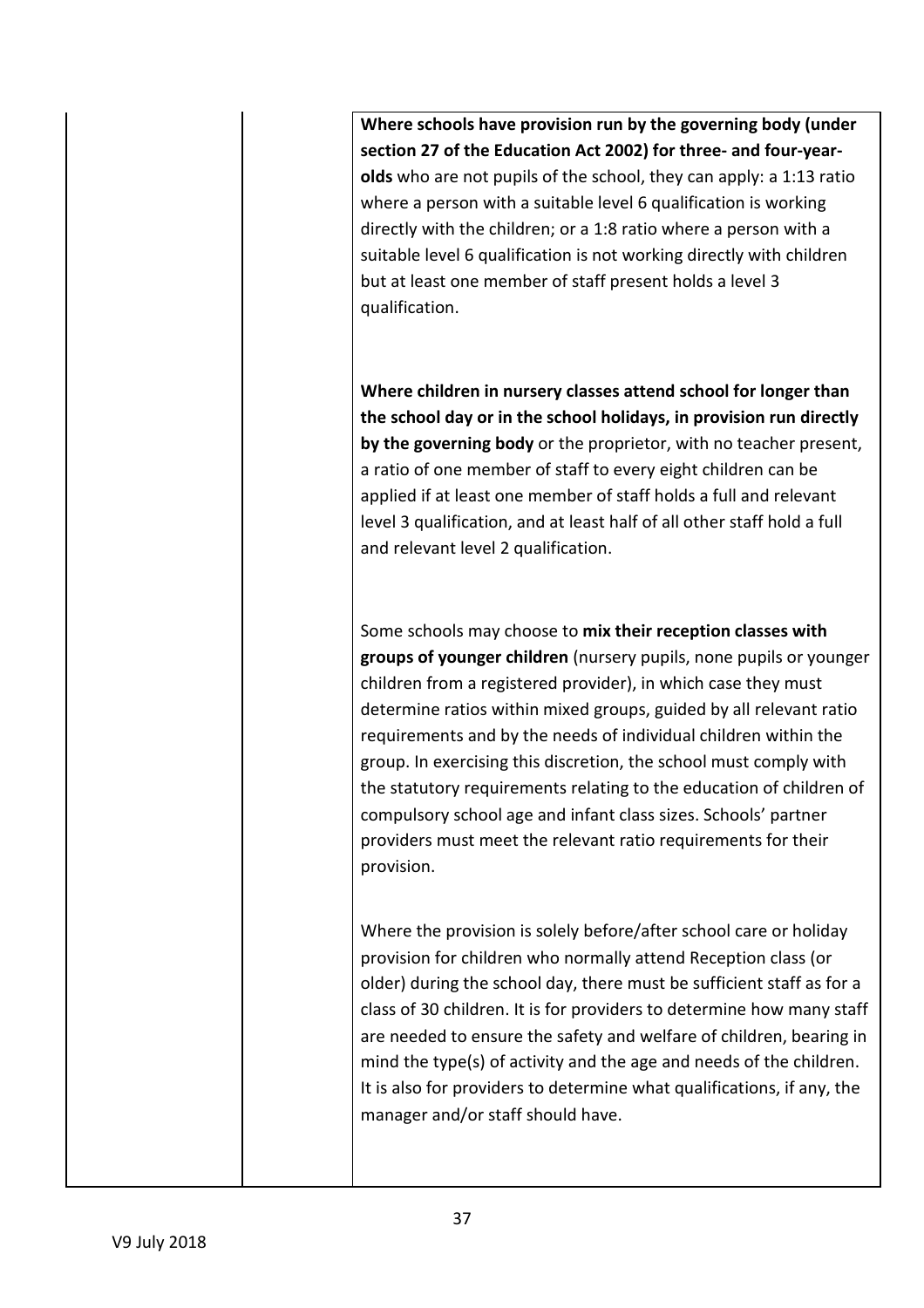| | | |
|---|---|---|
| | | **Where schools have provision run by the governing body (under section 27 of the Education Act 2002) for three- and four-year-olds** who are not pupils of the school, they can apply: a 1:13 ratio where a person with a suitable level 6 qualification is working directly with the children; or a 1:8 ratio where a person with a suitable level 6 qualification is not working directly with children but at least one member of staff present holds a level 3 qualification.<br><br>**Where children in nursery classes attend school for longer than the school day or in the school holidays, in provision run directly by the governing body** or the proprietor, with no teacher present, a ratio of one member of staff to every eight children can be applied if at least one member of staff holds a full and relevant level 3 qualification, and at least half of all other staff hold a full and relevant level 2 qualification.<br><br>Some schools may choose to **mix their reception classes with groups of younger children** (nursery pupils, none pupils or younger children from a registered provider), in which case they must determine ratios within mixed groups, guided by all relevant ratio requirements and by the needs of individual children within the group. In exercising this discretion, the school must comply with the statutory requirements relating to the education of children of compulsory school age and infant class sizes. Schools' partner providers must meet the relevant ratio requirements for their provision.<br><br>Where the provision is solely before/after school care or holiday provision for children who normally attend Reception class (or older) during the school day, there must be sufficient staff as for a class of 30 children. It is for providers to determine how many staff are needed to ensure the safety and welfare of children, bearing in mind the type(s) of activity and the age and needs of the children. It is also for providers to determine what qualifications, if any, the manager and/or staff should have. |

V9 July 2018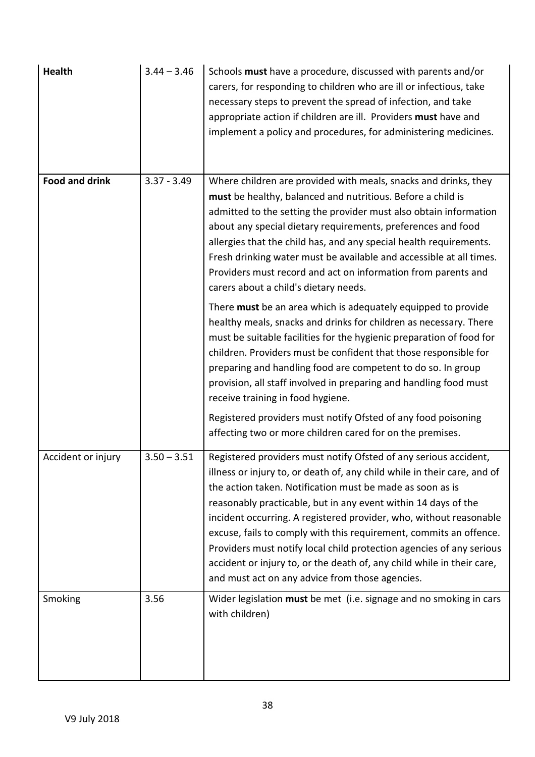| **Health** | 3.44 – 3.46 | Schools **must** have a procedure, discussed with parents and/or carers, for responding to children who are ill or infectious, take necessary steps to prevent the spread of infection, and take appropriate action if children are ill. Providers **must** have and implement a policy and procedures, for administering medicines. |
|---|---|---|
| **Food and drink** | 3.37 - 3.49 | Where children are provided with meals, snacks and drinks, they **must** be healthy, balanced and nutritious. Before a child is admitted to the setting the provider must also obtain information about any special dietary requirements, preferences and food allergies that the child has, and any special health requirements. Fresh drinking water must be available and accessible at all times. Providers must record and act on information from parents and carers about a child's dietary needs.<br><br>There **must** be an area which is adequately equipped to provide healthy meals, snacks and drinks for children as necessary. There must be suitable facilities for the hygienic preparation of food for children. Providers must be confident that those responsible for preparing and handling food are competent to do so. In group provision, all staff involved in preparing and handling food must receive training in food hygiene.<br><br>Registered providers must notify Ofsted of any food poisoning affecting two or more children cared for on the premises. |
| Accident or injury | 3.50 – 3.51 | Registered providers must notify Ofsted of any serious accident, illness or injury to, or death of, any child while in their care, and of the action taken. Notification must be made as soon as is reasonably practicable, but in any event within 14 days of the incident occurring. A registered provider, who, without reasonable excuse, fails to comply with this requirement, commits an offence. Providers must notify local child protection agencies of any serious accident or injury to, or the death of, any child while in their care, and must act on any advice from those agencies. |
| Smoking | 3.56 | Wider legislation **must** be met (i.e. signage and no smoking in cars with children) |

V9 July 2018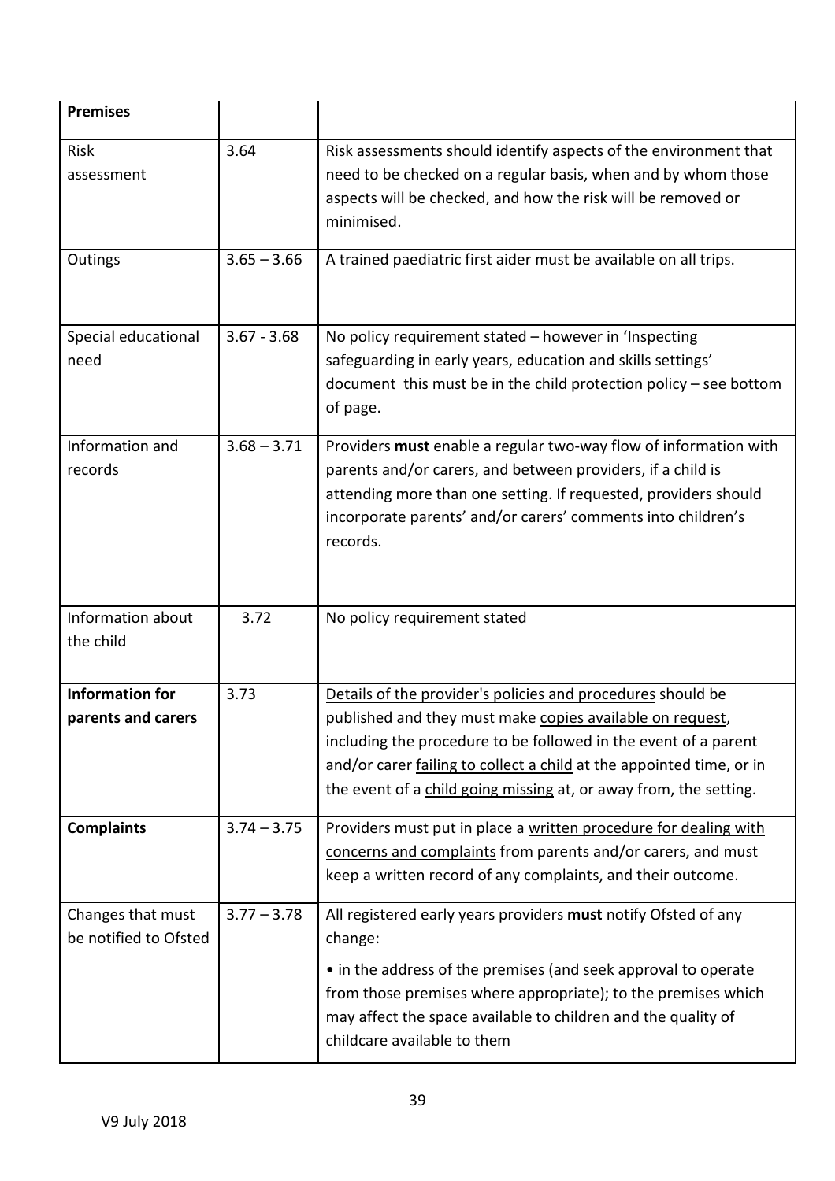| **Premises** | | |
|---|---|---|
| Risk assessment | 3.64 | Risk assessments should identify aspects of the environment that need to be checked on a regular basis, when and by whom those aspects will be checked, and how the risk will be removed or minimised. |
| Outings | 3.65 – 3.66 | A trained paediatric first aider must be available on all trips. |
| Special educational need | 3.67 - 3.68 | No policy requirement stated – however in 'Inspecting safeguarding in early years, education and skills settings' document this must be in the child protection policy – see bottom of page. |
| Information and records | 3.68 – 3.71 | Providers **must** enable a regular two-way flow of information with parents and/or carers, and between providers, if a child is attending more than one setting. If requested, providers should incorporate parents' and/or carers' comments into children's records. |
| Information about the child | 3.72 | No policy requirement stated |
| **Information for parents and carers** | 3.73 | Details of the provider's policies and procedures should be published and they must make copies available on request, including the procedure to be followed in the event of a parent and/or carer failing to collect a child at the appointed time, or in the event of a child going missing at, or away from, the setting. |
| **Complaints** | 3.74 – 3.75 | Providers must put in place a written procedure for dealing with concerns and complaints from parents and/or carers, and must keep a written record of any complaints, and their outcome. |
| Changes that must be notified to Ofsted | 3.77 – 3.78 | All registered early years providers **must** notify Ofsted of any change:<br><br>• in the address of the premises (and seek approval to operate from those premises where appropriate); to the premises which may affect the space available to children and the quality of childcare available to them |

V9 July 2018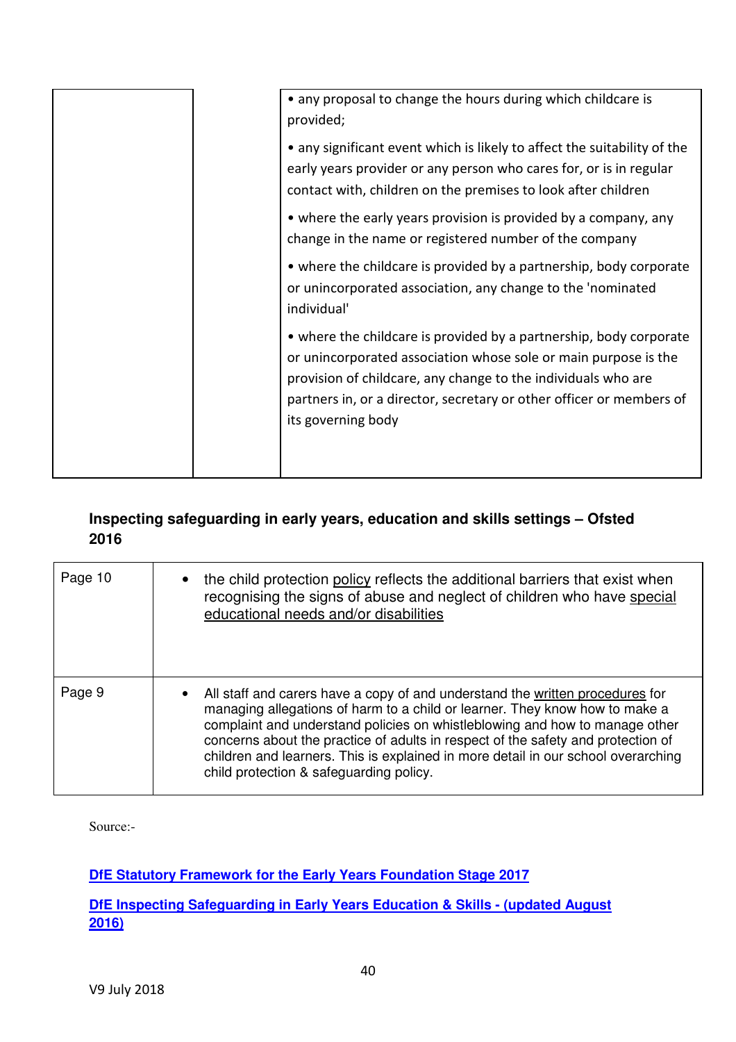| | | |
|---|---|---|
| | | • any proposal to change the hours during which childcare is provided;<br>• any significant event which is likely to affect the suitability of the early years provider or any person who cares for, or is in regular contact with, children on the premises to look after children<br>• where the early years provision is provided by a company, any change in the name or registered number of the company<br>• where the childcare is provided by a partnership, body corporate or unincorporated association, any change to the 'nominated individual'<br>• where the childcare is provided by a partnership, body corporate or unincorporated association whose sole or main purpose is the provision of childcare, any change to the individuals who are partners in, or a director, secretary or other officer or members of its governing body |

**Inspecting safeguarding in early years, education and skills settings – Ofsted 2016**

| | |
|---|---|
| Page 10 | • the child protection <u>policy</u> reflects the additional barriers that exist when recognising the signs of abuse and neglect of children who have <u>special educational needs and/or disabilities</u> |
| Page 9 | • All staff and carers have a copy of and understand the <u>written procedures</u> for managing allegations of harm to a child or learner. They know how to make a complaint and understand policies on whistleblowing and how to manage other concerns about the practice of adults in respect of the safety and protection of children and learners. This is explained in more detail in our school overarching child protection & safeguarding policy. |

Source:-

**DfE Statutory Framework for the Early Years Foundation Stage 2017**

**DfE Inspecting Safeguarding in Early Years Education & Skills - (updated August 2016)**

V9 July 2018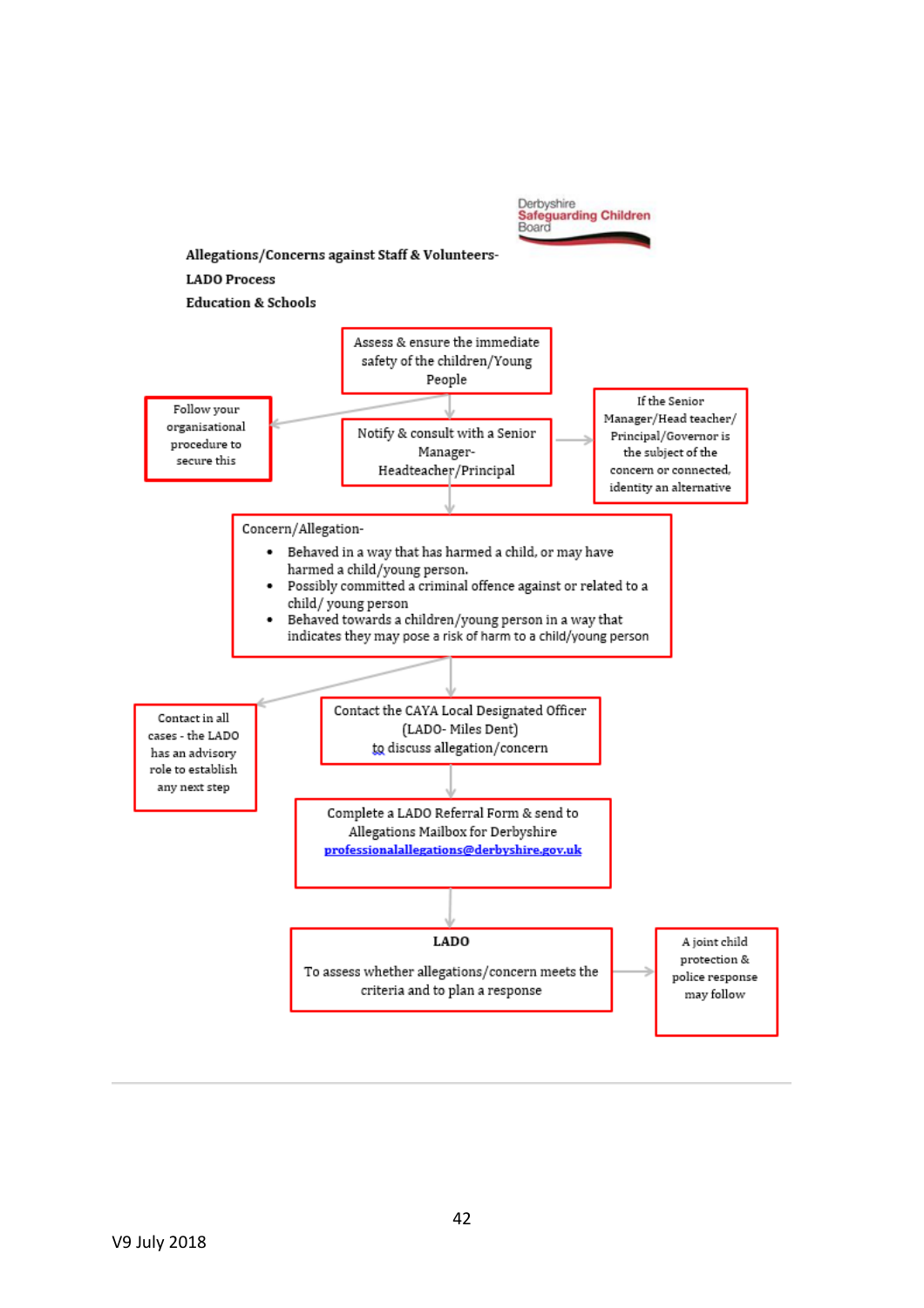Derbyshire Safeguarding Children Board

**Allegations/Concerns against Staff & Volunteers-**

**LADO Process**

**Education & Schools**

Assess & ensure the immediate safety of the children/Young People

Follow your organisational procedure to secure this

Notify & consult with a Senior Manager- Headteacher/Principal

If the Senior Manager/Head teacher/ Principal/Governor is the subject of the concern or connected, identity an alternative

Concern/Allegation-

- Behaved in a way that has harmed a child, or may have harmed a child/young person.
- Possibly committed a criminal offence against or related to a child/ young person
- Behaved towards a children/young person in a way that indicates they may pose a risk of harm to a child/young person

Contact in all cases - the LADO has an advisory role to establish any next step

Contact the CAYA Local Designated Officer (LADO- Miles Dent) to discuss allegation/concern

Complete a LADO Referral Form & send to Allegations Mailbox for Derbyshire **professionalallegations@derbyshire.gov.uk**

**LADO**

To assess whether allegations/concern meets the criteria and to plan a response

A joint child protection & police response may follow

V9 July 2018